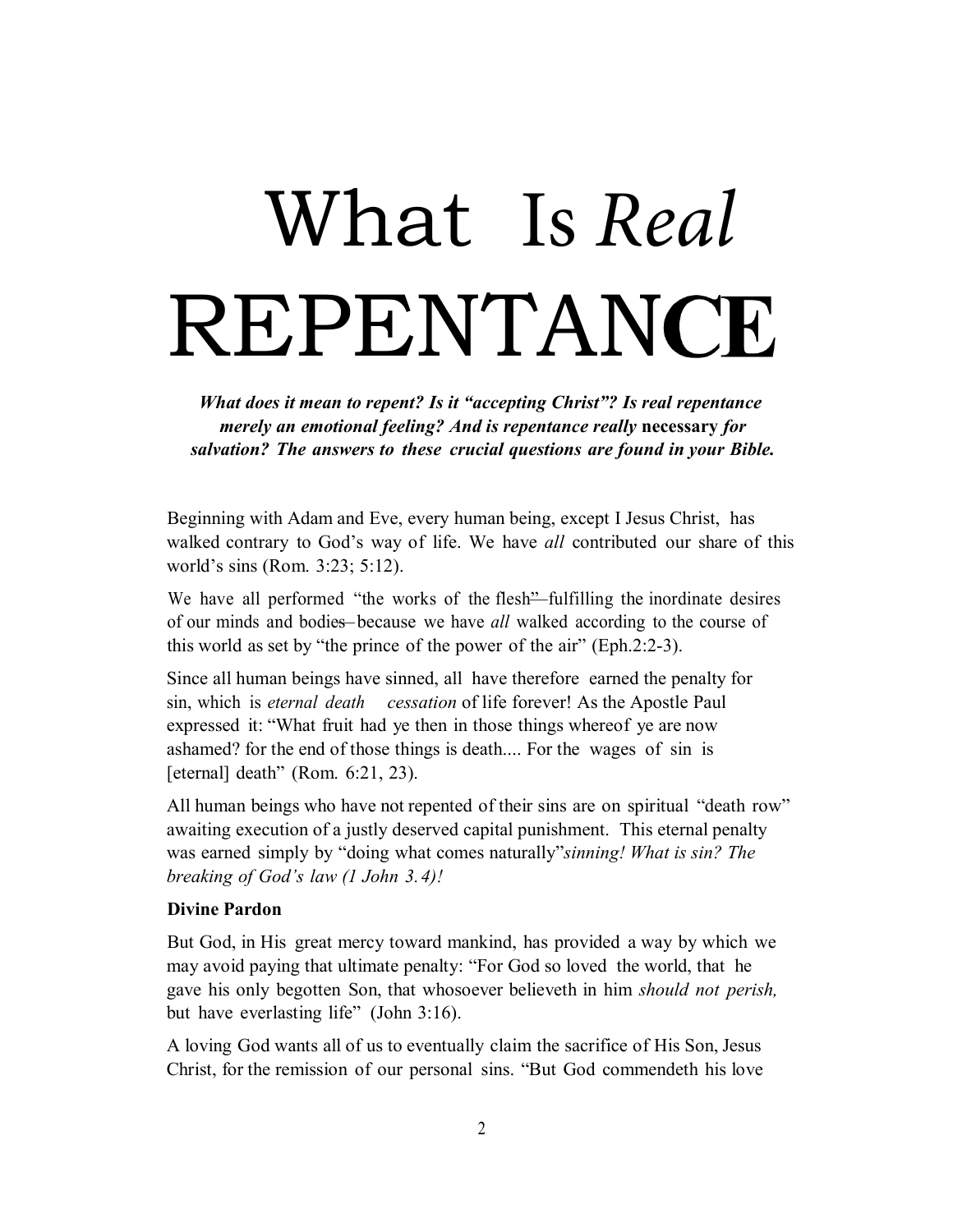# What Is *Real* REPENTANCE

***What does it mean to repent? Is it "accepting Christ"? Is real repentance merely an emotional feeling? And is repentance really* necessary *for salvation? The answers to these crucial questions are found in your Bible.***

Beginning with Adam and Eve, every human being, except I Jesus Christ, has walked contrary to God's way of life. We have *all* contributed our share of this world's sins (Rom. 3:23; 5:12).

We have all performed "the works of the flesh"—fulfilling the inordinate desires of our minds and bodies—because we have *all* walked according to the course of this world as set by "the prince of the power of the air" (Eph.2:2-3).

Since all human beings have sinned, all have therefore earned the penalty for sin, which is *eternal death cessation* of life forever! As the Apostle Paul expressed it: "What fruit had ye then in those things whereof ye are now ashamed? for the end of those things is death.... For the wages of sin is [eternal] death" (Rom. 6:21, 23).

All human beings who have not repented of their sins are on spiritual "death row" awaiting execution of a justly deserved capital punishment. This eternal penalty was earned simply by "doing what comes naturally"*sinning! What is sin? The breaking of God's law (1 John 3.4)!*

**Divine Pardon**

But God, in His great mercy toward mankind, has provided a way by which we may avoid paying that ultimate penalty: "For God so loved the world, that he gave his only begotten Son, that whosoever believeth in him *should not perish,* but have everlasting life" (John 3:16).

A loving God wants all of us to eventually claim the sacrifice of His Son, Jesus Christ, for the remission of our personal sins. "But God commendeth his love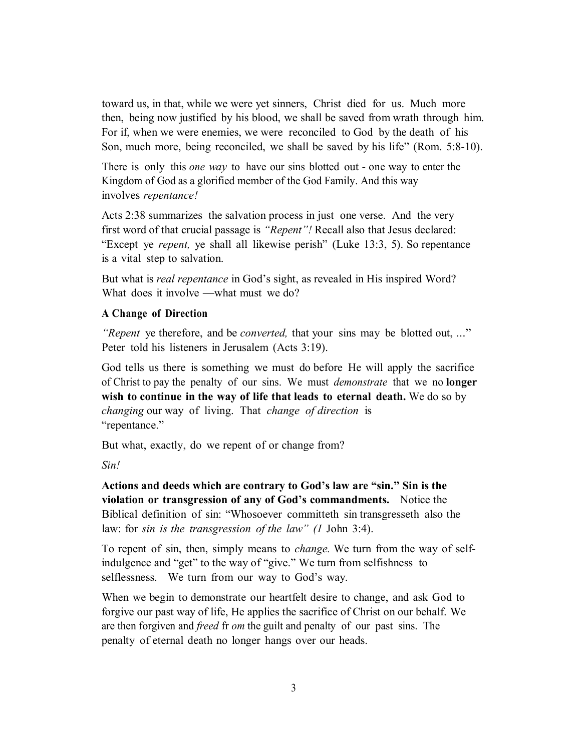toward us, in that, while we were yet sinners, Christ died for us. Much more then, being now justified by his blood, we shall be saved from wrath through him. For if, when we were enemies, we were reconciled to God by the death of his Son, much more, being reconciled, we shall be saved by his life" (Rom. 5:8-10).

There is only this *one way* to have our sins blotted out - one way to enter the Kingdom of God as a glorified member of the God Family. And this way involves *repentance!*

Acts 2:38 summarizes the salvation process in just one verse. And the very first word of that crucial passage is *"Repent"!* Recall also that Jesus declared: "Except ye *repent,* ye shall all likewise perish" (Luke 13:3, 5). So repentance is a vital step to salvation.

But what is *real repentance* in God's sight, as revealed in His inspired Word? What does it involve —what must we do?

### A Change of Direction

*"Repent* ye therefore, and be *converted,* that your sins may be blotted out, ..." Peter told his listeners in Jerusalem (Acts 3:19).

God tells us there is something we must do before He will apply the sacrifice of Christ to pay the penalty of our sins. We must *demonstrate* that we no **longer wish to continue in the way of life that leads to eternal death.** We do so by *changing* our way of living. That *change of direction* is "repentance."

But what, exactly, do we repent of or change from?

*Sin!*

**Actions and deeds which are contrary to God's law are "sin." Sin is the violation or transgression of any of God's commandments.** Notice the Biblical definition of sin: "Whosoever committeth sin transgresseth also the law: for *sin is the transgression of the law" (1* John 3:4).

To repent of sin, then, simply means to *change.* We turn from the way of self-indulgence and "get" to the way of "give." We turn from selfishness to selflessness. We turn from our way to God's way.

When we begin to demonstrate our heartfelt desire to change, and ask God to forgive our past way of life, He applies the sacrifice of Christ on our behalf. We are then forgiven and *freed* from the guilt and penalty of our past sins. The penalty of eternal death no longer hangs over our heads.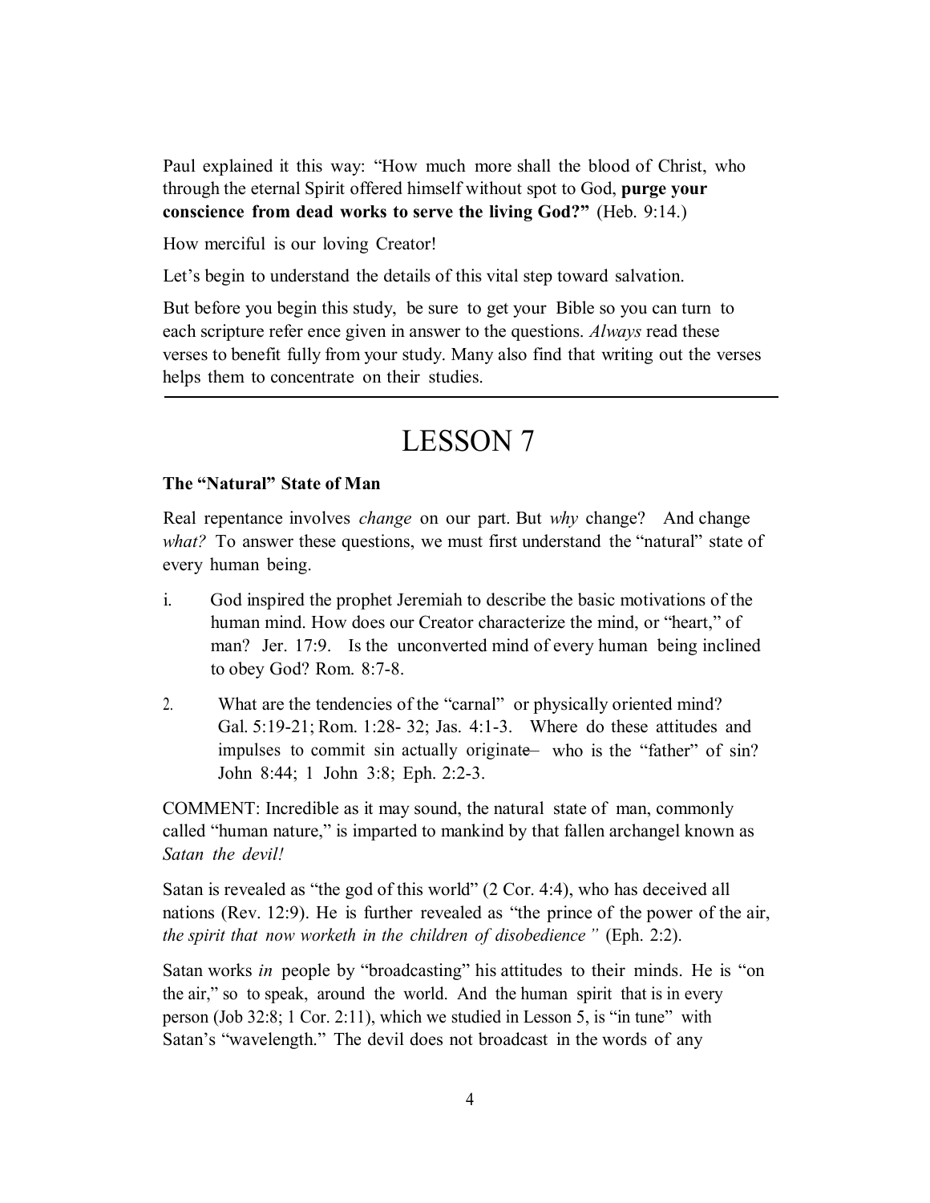Paul explained it this way: "How much more shall the blood of Christ, who through the eternal Spirit offered himself without spot to God, **purge your conscience from dead works to serve the living God?"** (Heb. 9:14.)

How merciful is our loving Creator!

Let's begin to understand the details of this vital step toward salvation.

But before you begin this study, be sure to get your Bible so you can turn to each scripture refer ence given in answer to the questions. *Always* read these verses to benefit fully from your study. Many also find that writing out the verses helps them to concentrate on their studies.

---

# LESSON 7

**The "Natural" State of Man**

Real repentance involves *change* on our part. But *why* change? And change *what?* To answer these questions, we must first understand the "natural" state of every human being.

i. God inspired the prophet Jeremiah to describe the basic motivations of the human mind. How does our Creator characterize the mind, or "heart," of man? Jer. 17:9. Is the unconverted mind of every human being inclined to obey God? Rom. 8:7-8.

2. What are the tendencies of the "carnal" or physically oriented mind? Gal. 5:19-21; Rom. 1:28- 32; Jas. 4:1-3. Where do these attitudes and impulses to commit sin actually originate— who is the "father" of sin? John 8:44; 1 John 3:8; Eph. 2:2-3.

COMMENT: Incredible as it may sound, the natural state of man, commonly called "human nature," is imparted to mankind by that fallen archangel known as *Satan the devil!*

Satan is revealed as "the god of this world" (2 Cor. 4:4), who has deceived all nations (Rev. 12:9). He is further revealed as "the prince of the power of the air, *the spirit that now worketh in the children of disobedience"* (Eph. 2:2).

Satan works *in* people by "broadcasting" his attitudes to their minds. He is "on the air," so to speak, around the world. And the human spirit that is in every person (Job 32:8; 1 Cor. 2:11), which we studied in Lesson 5, is "in tune" with Satan's "wavelength." The devil does not broadcast in the words of any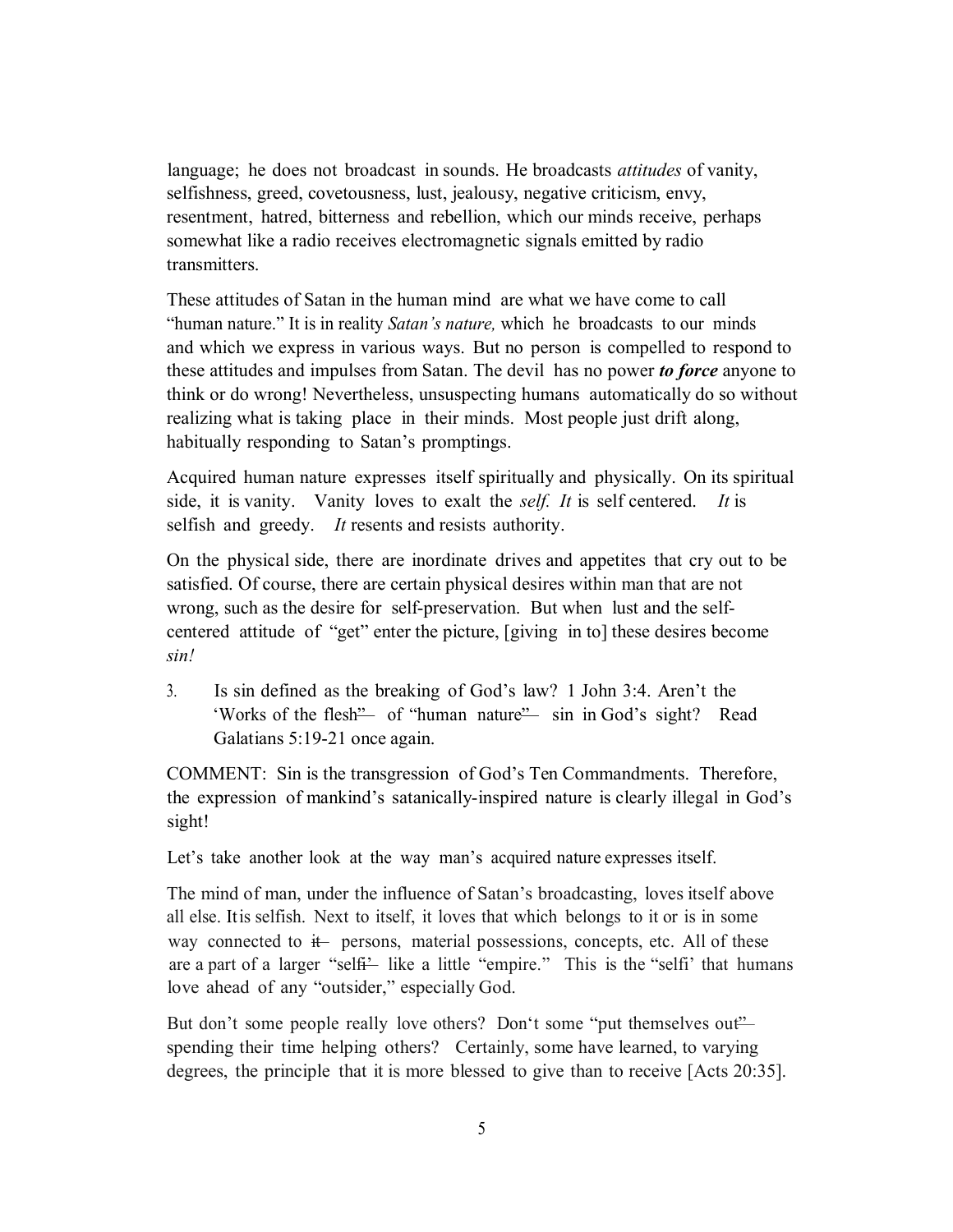language; he does not broadcast in sounds. He broadcasts *attitudes* of vanity, selfishness, greed, covetousness, lust, jealousy, negative criticism, envy, resentment, hatred, bitterness and rebellion, which our minds receive, perhaps somewhat like a radio receives electromagnetic signals emitted by radio transmitters.

These attitudes of Satan in the human mind are what we have come to call "human nature." It is in reality *Satan's nature,* which he broadcasts to our minds and which we express in various ways. But no person is compelled to respond to these attitudes and impulses from Satan. The devil has no power ***to force*** anyone to think or do wrong! Nevertheless, unsuspecting humans automatically do so without realizing what is taking place in their minds. Most people just drift along, habitually responding to Satan's promptings.

Acquired human nature expresses itself spiritually and physically. On its spiritual side, it is vanity. Vanity loves to exalt the *self. It* is self centered. *It* is selfish and greedy. *It* resents and resists authority.

On the physical side, there are inordinate drives and appetites that cry out to be satisfied. Of course, there are certain physical desires within man that are not wrong, such as the desire for self-preservation. But when lust and the self-centered attitude of "get" enter the picture, [giving in to] these desires become *sin!*

3. Is sin defined as the breaking of God's law? 1 John 3:4. Aren't the 'Works of the flesh" of "human nature" sin in God's sight? Read Galatians 5:19-21 once again.

COMMENT: Sin is the transgression of God's Ten Commandments. Therefore, the expression of mankind's satanically-inspired nature is clearly illegal in God's sight!

Let's take another look at the way man's acquired nature expresses itself.

The mind of man, under the influence of Satan's broadcasting, loves itself above all else. It is selfish. Next to itself, it loves that which belongs to it or is in some way connected to it persons, material possessions, concepts, etc. All of these are a part of a larger "self" like a little "empire." This is the "selfi' that humans love ahead of any "outsider," especially God.

But don't some people really love others? Don't some "put themselves out" spending their time helping others? Certainly, some have learned, to varying degrees, the principle that it is more blessed to give than to receive [Acts 20:35].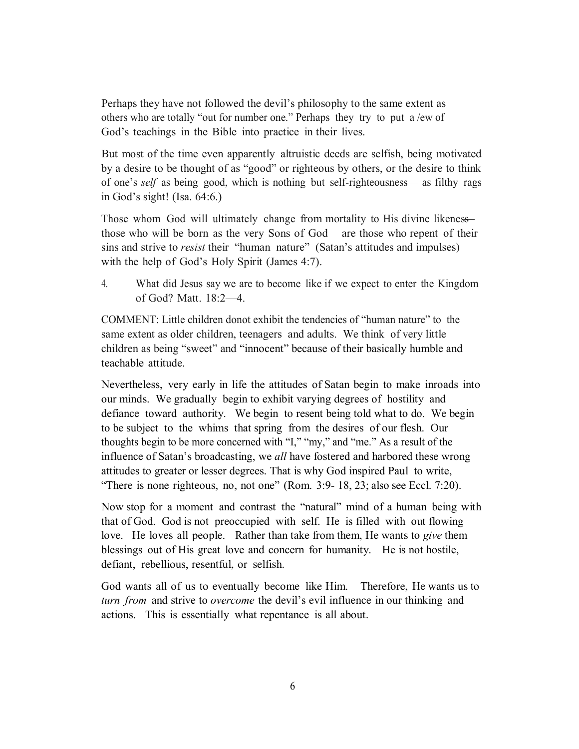Perhaps they have not followed the devil's philosophy to the same extent as others who are totally "out for number one." Perhaps they try to put a /ew of God's teachings in the Bible into practice in their lives.

But most of the time even apparently altruistic deeds are selfish, being motivated by a desire to be thought of as "good" or righteous by others, or the desire to think of one's *self* as being good, which is nothing but self-righteousness— as filthy rags in God's sight! (Isa. 64:6.)

Those whom God will ultimately change from mortality to His divine likeness– those who will be born as the very Sons of God are those who repent of their sins and strive to *resist* their "human nature" (Satan's attitudes and impulses) with the help of God's Holy Spirit (James 4:7).

4. What did Jesus say we are to become like if we expect to enter the Kingdom of God? Matt. 18:2—4.

COMMENT: Little children donot exhibit the tendencies of "human nature" to the same extent as older children, teenagers and adults. We think of very little children as being "sweet" and "innocent" because of their basically humble and teachable attitude.

Nevertheless, very early in life the attitudes of Satan begin to make inroads into our minds. We gradually begin to exhibit varying degrees of hostility and defiance toward authority. We begin to resent being told what to do. We begin to be subject to the whims that spring from the desires of our flesh. Our thoughts begin to be more concerned with "I," "my," and "me." As a result of the influence of Satan's broadcasting, we *all* have fostered and harbored these wrong attitudes to greater or lesser degrees. That is why God inspired Paul to write, "There is none righteous, no, not one" (Rom. 3:9- 18, 23; also see Eccl. 7:20).

Now stop for a moment and contrast the "natural" mind of a human being with that of God. God is not preoccupied with self. He is filled with out flowing love. He loves all people. Rather than take from them, He wants to *give* them blessings out of His great love and concern for humanity. He is not hostile, defiant, rebellious, resentful, or selfish.

God wants all of us to eventually become like Him. Therefore, He wants us to *turn from* and strive to *overcome* the devil's evil influence in our thinking and actions. This is essentially what repentance is all about.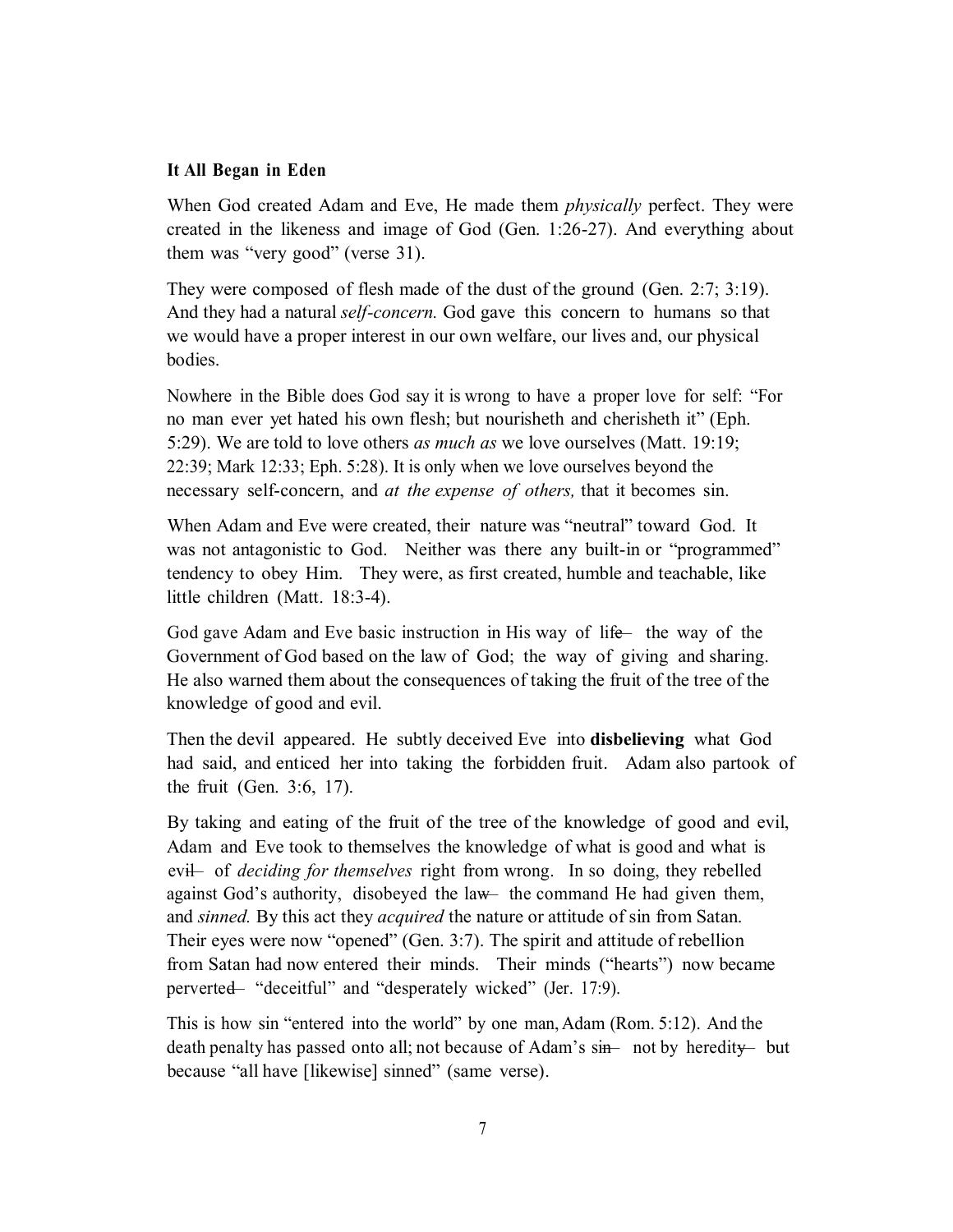**It All Began in Eden**

When God created Adam and Eve, He made them *physically* perfect. They were created in the likeness and image of God (Gen. 1:26-27). And everything about them was "very good" (verse 31).

They were composed of flesh made of the dust of the ground (Gen. 2:7; 3:19). And they had a natural *self-concern.* God gave this concern to humans so that we would have a proper interest in our own welfare, our lives and, our physical bodies.

Nowhere in the Bible does God say it is wrong to have a proper love for self: "For no man ever yet hated his own flesh; but nourisheth and cherisheth it" (Eph. 5:29). We are told to love others *as much as* we love ourselves (Matt. 19:19; 22:39; Mark 12:33; Eph. 5:28). It is only when we love ourselves beyond the necessary self-concern, and *at the expense of others,* that it becomes sin.

When Adam and Eve were created, their nature was "neutral" toward God. It was not antagonistic to God. Neither was there any built-in or "programmed" tendency to obey Him. They were, as first created, humble and teachable, like little children (Matt. 18:3-4).

God gave Adam and Eve basic instruction in His way of life— the way of the Government of God based on the law of God; the way of giving and sharing. He also warned them about the consequences of taking the fruit of the tree of the knowledge of good and evil.

Then the devil appeared. He subtly deceived Eve into **disbelieving** what God had said, and enticed her into taking the forbidden fruit. Adam also partook of the fruit (Gen. 3:6, 17).

By taking and eating of the fruit of the tree of the knowledge of good and evil, Adam and Eve took to themselves the knowledge of what is good and what is evil— of *deciding for themselves* right from wrong. In so doing, they rebelled against God's authority, disobeyed the law— the command He had given them, and *sinned.* By this act they *acquired* the nature or attitude of sin from Satan. Their eyes were now "opened" (Gen. 3:7). The spirit and attitude of rebellion from Satan had now entered their minds. Their minds ("hearts") now became perverted— "deceitful" and "desperately wicked" (Jer. 17:9).

This is how sin "entered into the world" by one man, Adam (Rom. 5:12). And the death penalty has passed onto all; not because of Adam's sin— not by heredity— but because "all have [likewise] sinned" (same verse).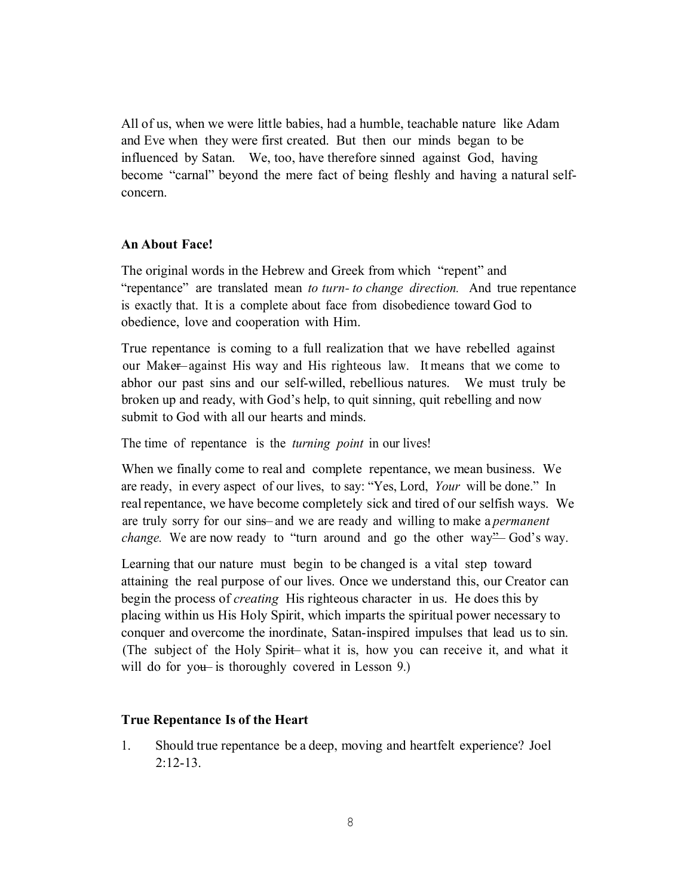All of us, when we were little babies, had a humble, teachable nature like Adam and Eve when they were first created. But then our minds began to be influenced by Satan. We, too, have therefore sinned against God, having become "carnal" beyond the mere fact of being fleshly and having a natural self-concern.

### An About Face!

The original words in the Hebrew and Greek from which "repent" and "repentance" are translated mean *to turn- to change direction.* And true repentance is exactly that. It is a complete about face from disobedience toward God to obedience, love and cooperation with Him.

True repentance is coming to a full realization that we have rebelled against our Maker—against His way and His righteous law. It means that we come to abhor our past sins and our self-willed, rebellious natures. We must truly be broken up and ready, with God's help, to quit sinning, quit rebelling and now submit to God with all our hearts and minds.

The time of repentance is the *turning point* in our lives!

When we finally come to real and complete repentance, we mean business. We are ready, in every aspect of our lives, to say: "Yes, Lord, *Your* will be done." In real repentance, we have become completely sick and tired of our selfish ways. We are truly sorry for our sins—and we are ready and willing to make a *permanent change.* We are now ready to "turn around and go the other way"—God's way.

Learning that our nature must begin to be changed is a vital step toward attaining the real purpose of our lives. Once we understand this, our Creator can begin the process of *creating* His righteous character in us. He does this by placing within us His Holy Spirit, which imparts the spiritual power necessary to conquer and overcome the inordinate, Satan-inspired impulses that lead us to sin. (The subject of the Holy Spirit—what it is, how you can receive it, and what it will do for you—is thoroughly covered in Lesson 9.)

### True Repentance Is of the Heart

1. Should true repentance be a deep, moving and heartfelt experience? Joel 2:12-13.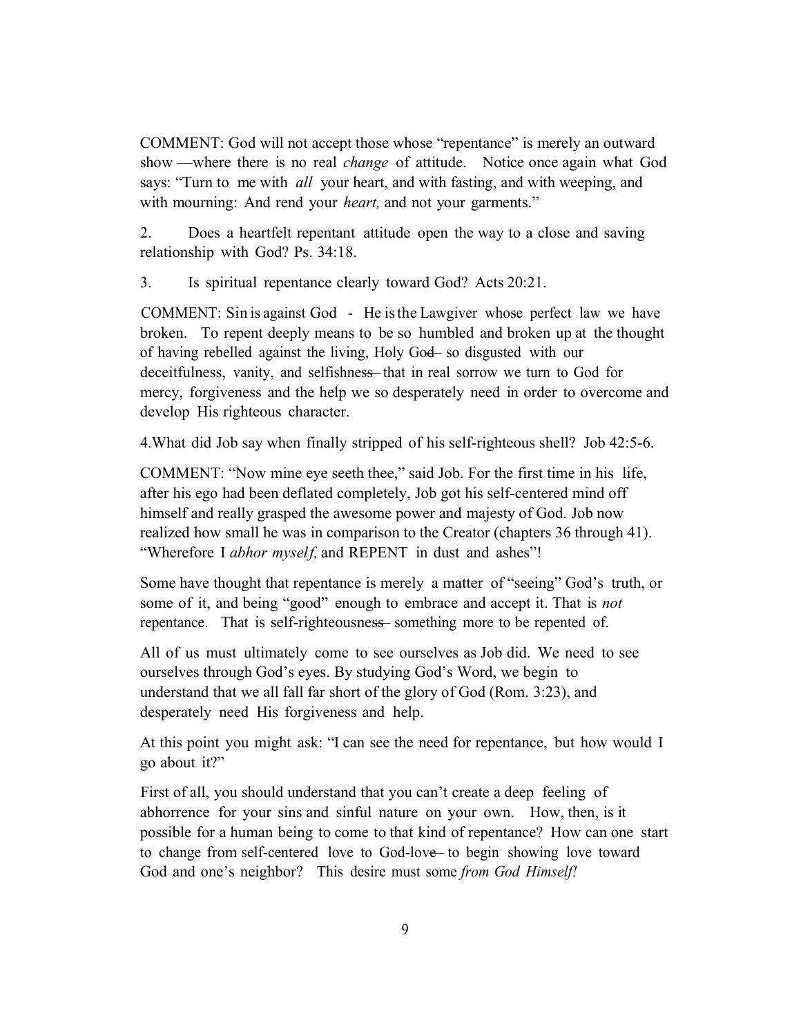COMMENT: God will not accept those whose "repentance" is merely an outward show —where there is no real *change* of attitude. Notice once again what God says: "Turn to me with *all* your heart, and with fasting, and with weeping, and with mourning: And rend your *heart,* and not your garments."

2. Does a heartfelt repentant attitude open the way to a close and saving relationship with God? Ps. 34:18.

3. Is spiritual repentance clearly toward God? Acts 20:21.

COMMENT: Sin is against God - He is the Lawgiver whose perfect law we have broken. To repent deeply means to be so humbled and broken up at the thought of having rebelled against the living, Holy God– so disgusted with our deceitfulness, vanity, and selfishness– that in real sorrow we turn to God for mercy, forgiveness and the help we so desperately need in order to overcome and develop His righteous character.

4. What did Job say when finally stripped of his self-righteous shell? Job 42:5-6.

COMMENT: "Now mine eye seeth thee," said Job. For the first time in his life, after his ego had been deflated completely, Job got his self-centered mind off himself and really grasped the awesome power and majesty of God. Job now realized how small he was in comparison to the Creator (chapters 36 through 41). "Wherefore I *abhor myself,* and REPENT in dust and ashes"!

Some have thought that repentance is merely a matter of "seeing" God's truth, or some of it, and being "good" enough to embrace and accept it. That is *not* repentance. That is self-righteousness– something more to be repented of.

All of us must ultimately come to see ourselves as Job did. We need to see ourselves through God's eyes. By studying God's Word, we begin to understand that we all fall far short of the glory of God (Rom. 3:23), and desperately need His forgiveness and help.

At this point you might ask: "I can see the need for repentance, but how would I go about it?"

First of all, you should understand that you can't create a deep feeling of abhorrence for your sins and sinful nature on your own. How, then, is it possible for a human being to come to that kind of repentance? How can one start to change from self-centered love to God-love– to begin showing love toward God and one's neighbor? This desire must some *from God Himself!*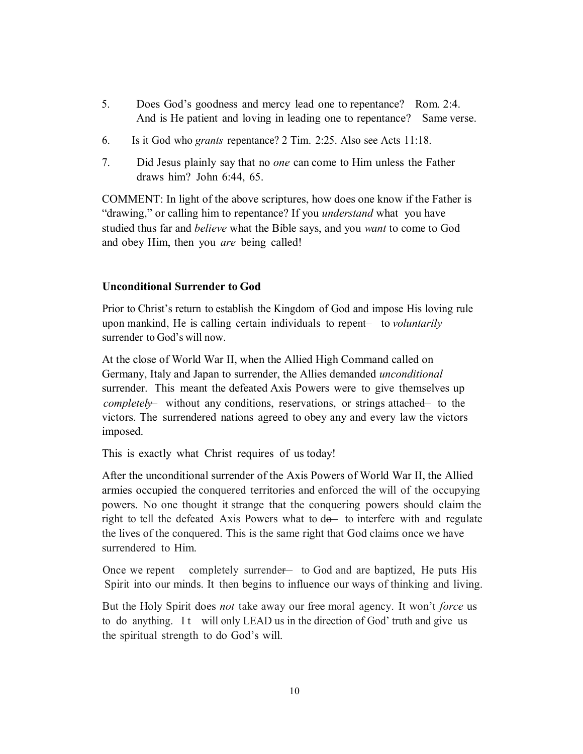5. Does God's goodness and mercy lead one to repentance? Rom. 2:4. And is He patient and loving in leading one to repentance? Same verse.

6. Is it God who *grants* repentance? 2 Tim. 2:25. Also see Acts 11:18.

7. Did Jesus plainly say that no *one* can come to Him unless the Father draws him? John 6:44, 65.

COMMENT: In light of the above scriptures, how does one know if the Father is "drawing," or calling him to repentance? If you *understand* what you have studied thus far and *believe* what the Bible says, and you *want* to come to God and obey Him, then you *are* being called!

**Unconditional Surrender to God**

Prior to Christ's return to establish the Kingdom of God and impose His loving rule upon mankind, He is calling certain individuals to repent— to *voluntarily* surrender to God's will now.

At the close of World War II, when the Allied High Command called on Germany, Italy and Japan to surrender, the Allies demanded *unconditional* surrender. This meant the defeated Axis Powers were to give themselves up *completely*— without any conditions, reservations, or strings attached— to the victors. The surrendered nations agreed to obey any and every law the victors imposed.

This is exactly what Christ requires of us today!

After the unconditional surrender of the Axis Powers of World War II, the Allied armies occupied the conquered territories and enforced the will of the occupying powers. No one thought it strange that the conquering powers should claim the right to tell the defeated Axis Powers what to do— to interfere with and regulate the lives of the conquered. This is the same right that God claims once we have surrendered to Him.

Once we repent completely surrender— to God and are baptized, He puts His Spirit into our minds. It then begins to influence our ways of thinking and living.

But the Holy Spirit does *not* take away our free moral agency. It won't *force* us to do anything. It will only LEAD us in the direction of God' truth and give us the spiritual strength to do God's will.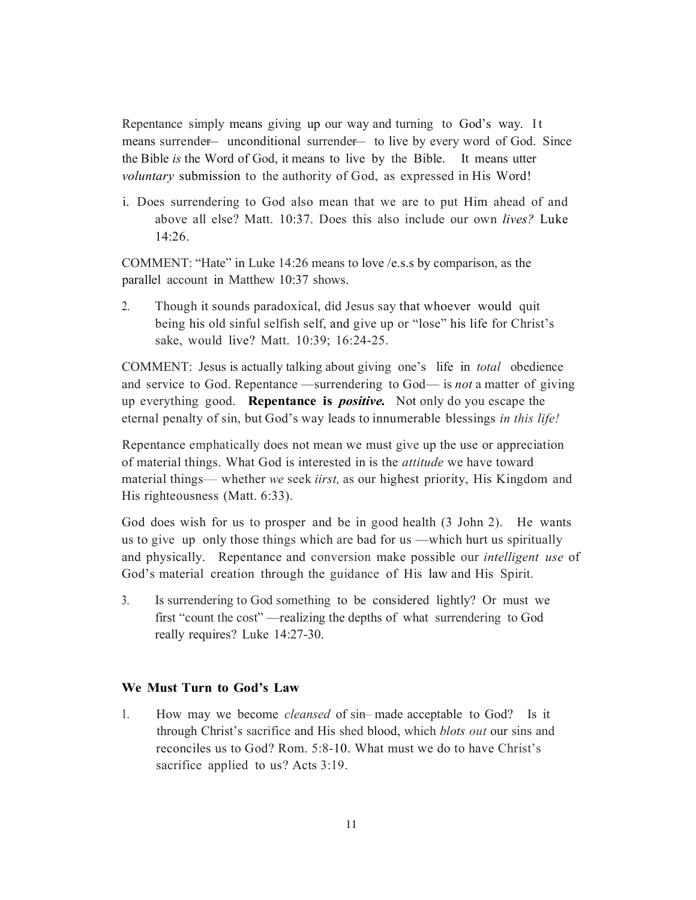Repentance simply means giving up our way and turning to God's way. It means surrender— unconditional surrender— to live by every word of God. Since the Bible *is* the Word of God, it means to live by the Bible. It means utter *voluntary* submission to the authority of God, as expressed in His Word!

i. Does surrendering to God also mean that we are to put Him ahead of and above all else? Matt. 10:37. Does this also include our own *lives?* Luke 14:26.

COMMENT: "Hate" in Luke 14:26 means to love /e.s.s by comparison, as the parallel account in Matthew 10:37 shows.

2. Though it sounds paradoxical, did Jesus say that whoever would quit being his old sinful selfish self, and give up or "lose" his life for Christ's sake, would live? Matt. 10:39; 16:24-25.

COMMENT: Jesus is actually talking about giving one's life in *total* obedience and service to God. Repentance —surrendering to God— is *not* a matter of giving up everything good. **Repentance is *positive.*** Not only do you escape the eternal penalty of sin, but God's way leads to innumerable blessings *in this life!*

Repentance emphatically does not mean we must give up the use or appreciation of material things. What God is interested in is the *attitude* we have toward material things— whether *we* seek *iirst,* as our highest priority, His Kingdom and His righteousness (Matt. 6:33).

God does wish for us to prosper and be in good health (3 John 2). He wants us to give up only those things which are bad for us —which hurt us spiritually and physically. Repentance and conversion make possible our *intelligent use* of God's material creation through the guidance of His law and His Spirit.

3. Is surrendering to God something to be considered lightly? Or must we first "count the cost" —realizing the depths of what surrendering to God really requires? Luke 14:27-30.

### We Must Turn to God's Law

1. How may we become *cleansed* of sin– made acceptable to God? Is it through Christ's sacrifice and His shed blood, which *blots out* our sins and reconciles us to God? Rom. 5:8-10. What must we do to have Christ's sacrifice applied to us? Acts 3:19.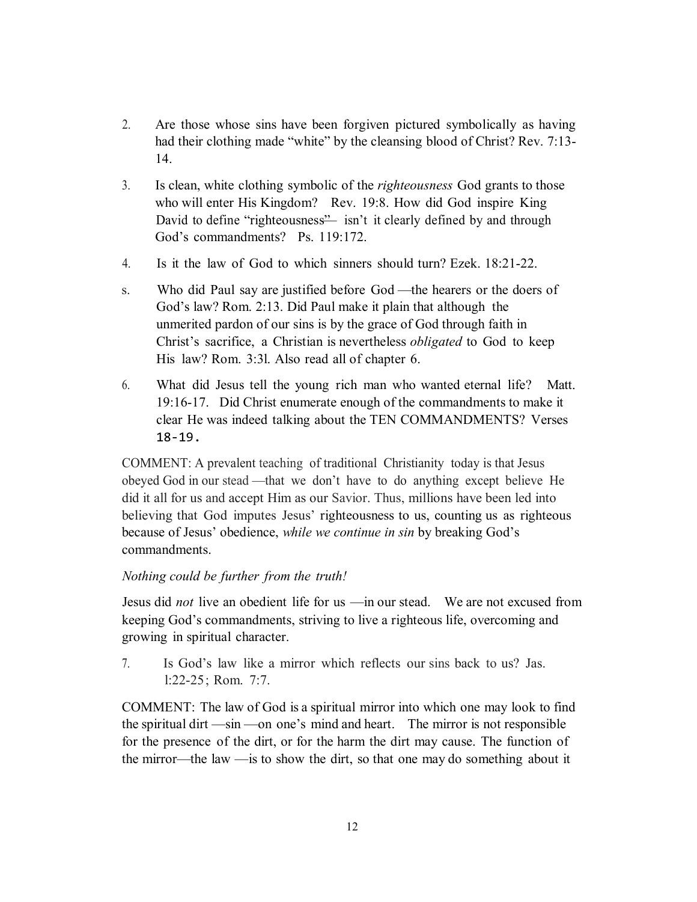2. Are those whose sins have been forgiven pictured symbolically as having had their clothing made "white" by the cleansing blood of Christ? Rev. 7:13-14.

3. Is clean, white clothing symbolic of the *righteousness* God grants to those who will enter His Kingdom? Rev. 19:8. How did God inspire King David to define "righteousness"— isn't it clearly defined by and through God's commandments? Ps. 119:172.

4. Is it the law of God to which sinners should turn? Ezek. 18:21-22.

s. Who did Paul say are justified before God —the hearers or the doers of God's law? Rom. 2:13. Did Paul make it plain that although the unmerited pardon of our sins is by the grace of God through faith in Christ's sacrifice, a Christian is nevertheless *obligated* to God to keep His law? Rom. 3:3l. Also read all of chapter 6.

6. What did Jesus tell the young rich man who wanted eternal life? Matt. 19:16-17. Did Christ enumerate enough of the commandments to make it clear He was indeed talking about the TEN COMMANDMENTS? Verses 18-19.

COMMENT: A prevalent teaching of traditional Christianity today is that Jesus obeyed God in our stead —that we don't have to do anything except believe He did it all for us and accept Him as our Savior. Thus, millions have been led into believing that God imputes Jesus' righteousness to us, counting us as righteous because of Jesus' obedience, *while we continue in sin* by breaking God's commandments.

*Nothing could be further from the truth!*

Jesus did *not* live an obedient life for us —in our stead. We are not excused from keeping God's commandments, striving to live a righteous life, overcoming and growing in spiritual character.

7. Is God's law like a mirror which reflects our sins back to us? Jas. l:22-25; Rom. 7:7.

COMMENT: The law of God is a spiritual mirror into which one may look to find the spiritual dirt —sin —on one's mind and heart. The mirror is not responsible for the presence of the dirt, or for the harm the dirt may cause. The function of the mirror—the law —is to show the dirt, so that one may do something about it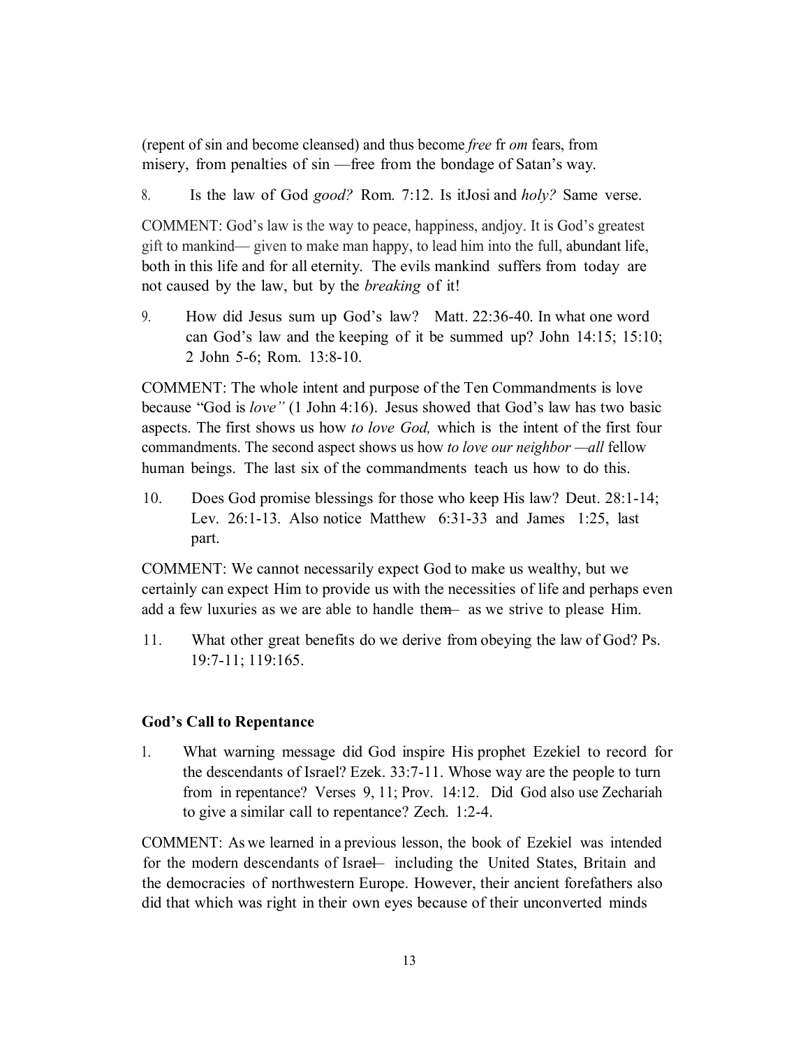(repent of sin and become cleansed) and thus become *free* fr *om* fears, from misery, from penalties of sin —free from the bondage of Satan's way.

8. Is the law of God *good?* Rom. 7:12. Is itJosi and *holy?* Same verse.

COMMENT: God's law is the way to peace, happiness, andjoy. It is God's greatest gift to mankind— given to make man happy, to lead him into the full, abundant life, both in this life and for all eternity. The evils mankind suffers from today are not caused by the law, but by the *breaking* of it!

9. How did Jesus sum up God's law? Matt. 22:36-40. In what one word can God's law and the keeping of it be summed up? John 14:15; 15:10; 2 John 5-6; Rom. 13:8-10.

COMMENT: The whole intent and purpose of the Ten Commandments is love because "God is *love"* (1 John 4:16). Jesus showed that God's law has two basic aspects. The first shows us how *to love God,* which is the intent of the first four commandments. The second aspect shows us how *to love our neighbor —all* fellow human beings. The last six of the commandments teach us how to do this.

10. Does God promise blessings for those who keep His law? Deut. 28:1-14; Lev. 26:1-13. Also notice Matthew 6:31-33 and James 1:25, last part.

COMMENT: We cannot necessarily expect God to make us wealthy, but we certainly can expect Him to provide us with the necessities of life and perhaps even add a few luxuries as we are able to handle them— as we strive to please Him.

11. What other great benefits do we derive from obeying the law of God? Ps. 19:7-11; 119:165.

**God's Call to Repentance**

1. What warning message did God inspire His prophet Ezekiel to record for the descendants of Israel? Ezek. 33:7-11. Whose way are the people to turn from in repentance? Verses 9, 11; Prov. 14:12. Did God also use Zechariah to give a similar call to repentance? Zech. 1:2-4.

COMMENT: As we learned in a previous lesson, the book of Ezekiel was intended for the modern descendants of Israel— including the United States, Britain and the democracies of northwestern Europe. However, their ancient forefathers also did that which was right in their own eyes because of their unconverted minds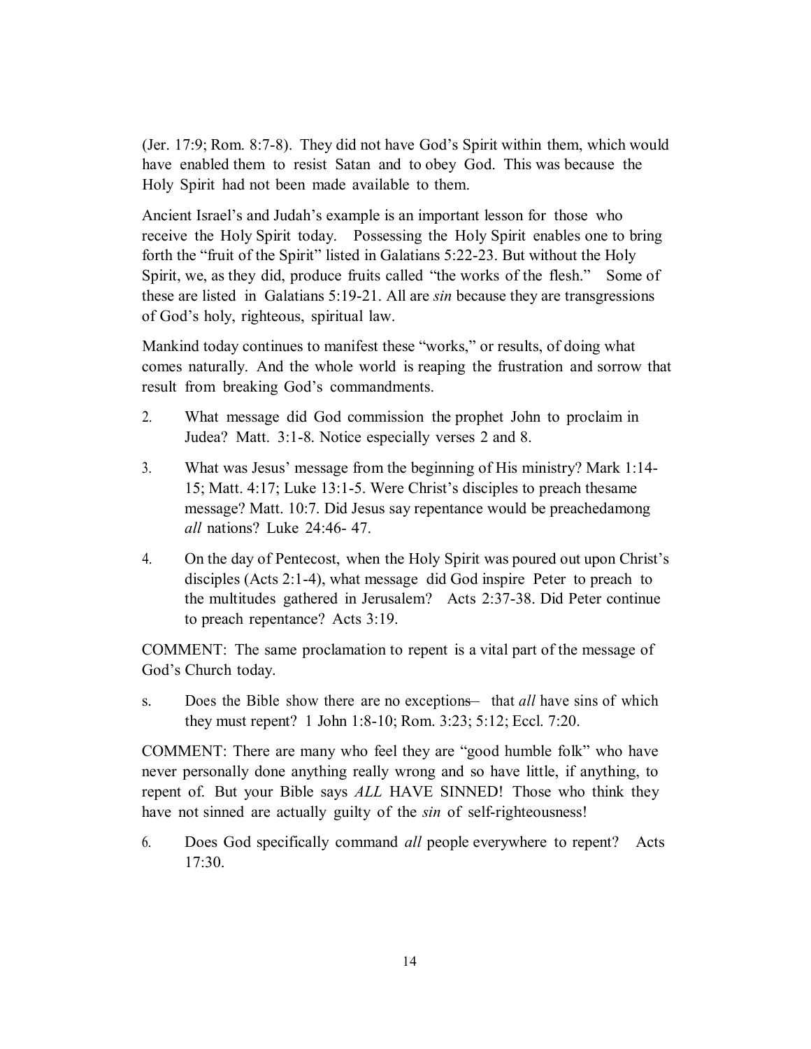(Jer. 17:9; Rom. 8:7-8). They did not have God's Spirit within them, which would have enabled them to resist Satan and to obey God. This was because the Holy Spirit had not been made available to them.

Ancient Israel's and Judah's example is an important lesson for those who receive the Holy Spirit today. Possessing the Holy Spirit enables one to bring forth the "fruit of the Spirit" listed in Galatians 5:22-23. But without the Holy Spirit, we, as they did, produce fruits called "the works of the flesh." Some of these are listed in Galatians 5:19-21. All are *sin* because they are transgressions of God's holy, righteous, spiritual law.

Mankind today continues to manifest these "works," or results, of doing what comes naturally. And the whole world is reaping the frustration and sorrow that result from breaking God's commandments.

2. What message did God commission the prophet John to proclaim in Judea? Matt. 3:1-8. Notice especially verses 2 and 8.

3. What was Jesus' message from the beginning of His ministry? Mark 1:14-15; Matt. 4:17; Luke 13:1-5. Were Christ's disciples to preach thesame message? Matt. 10:7. Did Jesus say repentance would be preachedamong *all* nations? Luke 24:46- 47.

4. On the day of Pentecost, when the Holy Spirit was poured out upon Christ's disciples (Acts 2:1-4), what message did God inspire Peter to preach to the multitudes gathered in Jerusalem? Acts 2:37-38. Did Peter continue to preach repentance? Acts 3:19.

COMMENT: The same proclamation to repent is a vital part of the message of God's Church today.

s. Does the Bible show there are no exceptions— that *all* have sins of which they must repent? 1 John 1:8-10; Rom. 3:23; 5:12; Eccl. 7:20.

COMMENT: There are many who feel they are "good humble folk" who have never personally done anything really wrong and so have little, if anything, to repent of. But your Bible says *ALL* HAVE SINNED! Those who think they have not sinned are actually guilty of the *sin* of self-righteousness!

6. Does God specifically command *all* people everywhere to repent? Acts 17:30.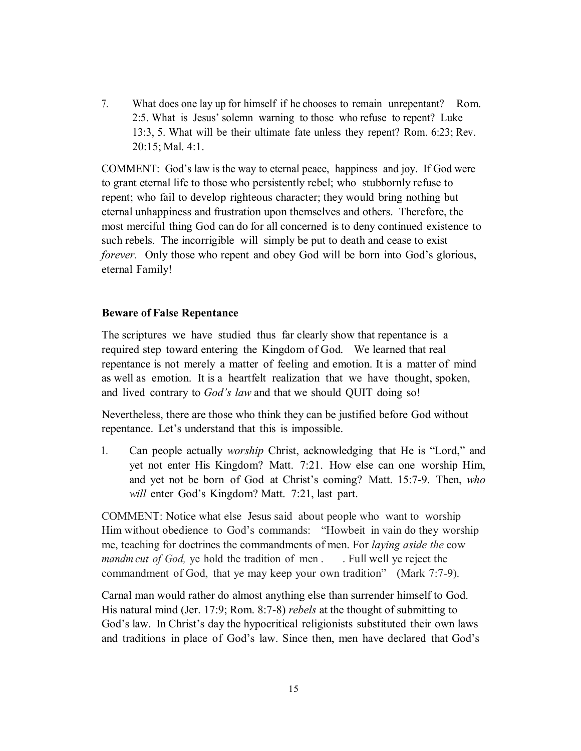7. What does one lay up for himself if he chooses to remain unrepentant? Rom. 2:5. What is Jesus' solemn warning to those who refuse to repent? Luke 13:3, 5. What will be their ultimate fate unless they repent? Rom. 6:23; Rev. 20:15; Mal. 4:1.

COMMENT: God's law is the way to eternal peace, happiness and joy. If God were to grant eternal life to those who persistently rebel; who stubbornly refuse to repent; who fail to develop righteous character; they would bring nothing but eternal unhappiness and frustration upon themselves and others. Therefore, the most merciful thing God can do for all concerned is to deny continued existence to such rebels. The incorrigible will simply be put to death and cease to exist *forever.* Only those who repent and obey God will be born into God's glorious, eternal Family!

**Beware of False Repentance**

The scriptures we have studied thus far clearly show that repentance is a required step toward entering the Kingdom of God. We learned that real repentance is not merely a matter of feeling and emotion. It is a matter of mind as well as emotion. It is a heartfelt realization that we have thought, spoken, and lived contrary to *God's law* and that we should QUIT doing so!

Nevertheless, there are those who think they can be justified before God without repentance. Let's understand that this is impossible.

1. Can people actually *worship* Christ, acknowledging that He is "Lord," and yet not enter His Kingdom? Matt. 7:21. How else can one worship Him, and yet not be born of God at Christ's coming? Matt. 15:7-9. Then, *who will* enter God's Kingdom? Matt. 7:21, last part.

COMMENT: Notice what else Jesus said about people who want to worship Him without obedience to God's commands: "Howbeit in vain do they worship me, teaching for doctrines the commandments of men. For *laying aside the* cow *mandm cut of God,* ye hold the tradition of men . . Full well ye reject the commandment of God, that ye may keep your own tradition" (Mark 7:7-9).

Carnal man would rather do almost anything else than surrender himself to God. His natural mind (Jer. 17:9; Rom. 8:7-8) *rebels* at the thought of submitting to God's law. In Christ's day the hypocritical religionists substituted their own laws and traditions in place of God's law. Since then, men have declared that God's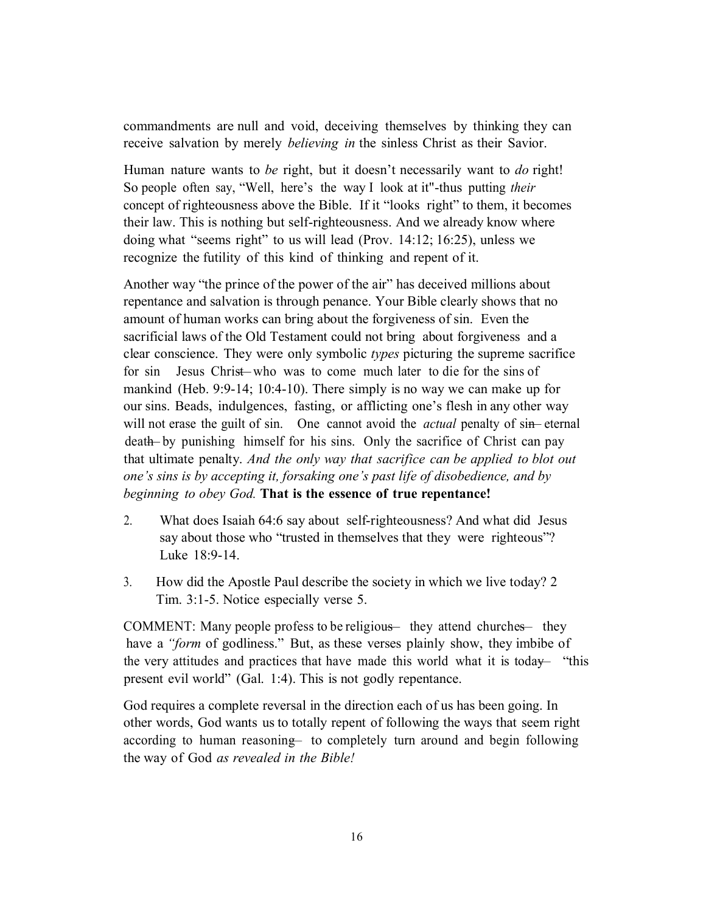commandments are null and void, deceiving themselves by thinking they can receive salvation by merely *believing in* the sinless Christ as their Savior.

Human nature wants to *be* right, but it doesn't necessarily want to *do* right! So people often say, "Well, here's the way I look at it"-thus putting *their* concept of righteousness above the Bible. If it "looks right" to them, it becomes their law. This is nothing but self-righteousness. And we already know where doing what "seems right" to us will lead (Prov. 14:12; 16:25), unless we recognize the futility of this kind of thinking and repent of it.

Another way "the prince of the power of the air" has deceived millions about repentance and salvation is through penance. Your Bible clearly shows that no amount of human works can bring about the forgiveness of sin. Even the sacrificial laws of the Old Testament could not bring about forgiveness and a clear conscience. They were only symbolic *types* picturing the supreme sacrifice for sin — Jesus Christ — who was to come much later to die for the sins of mankind (Heb. 9:9-14; 10:4-10). There simply is no way we can make up for our sins. Beads, indulgences, fasting, or afflicting one's flesh in any other way will not erase the guilt of sin. One cannot avoid the *actual* penalty of sin — eternal death — by punishing himself for his sins. Only the sacrifice of Christ can pay that ultimate penalty. *And the only way that sacrifice can be applied to blot out one's sins is by accepting it, forsaking one's past life of disobedience, and by beginning to obey God.* **That is the essence of true repentance!**

2. What does Isaiah 64:6 say about self-righteousness? And what did Jesus say about those who "trusted in themselves that they were righteous"? Luke 18:9-14.

3. How did the Apostle Paul describe the society in which we live today? 2 Tim. 3:1-5. Notice especially verse 5.

COMMENT: Many people profess to be religious — they attend churches — they have a *"form* of godliness." But, as these verses plainly show, they imbibe of the very attitudes and practices that have made this world what it is today — "this present evil world" (Gal. 1:4). This is not godly repentance.

God requires a complete reversal in the direction each of us has been going. In other words, God wants us to totally repent of following the ways that seem right according to human reasoning — to completely turn around and begin following the way of God *as revealed in the Bible!*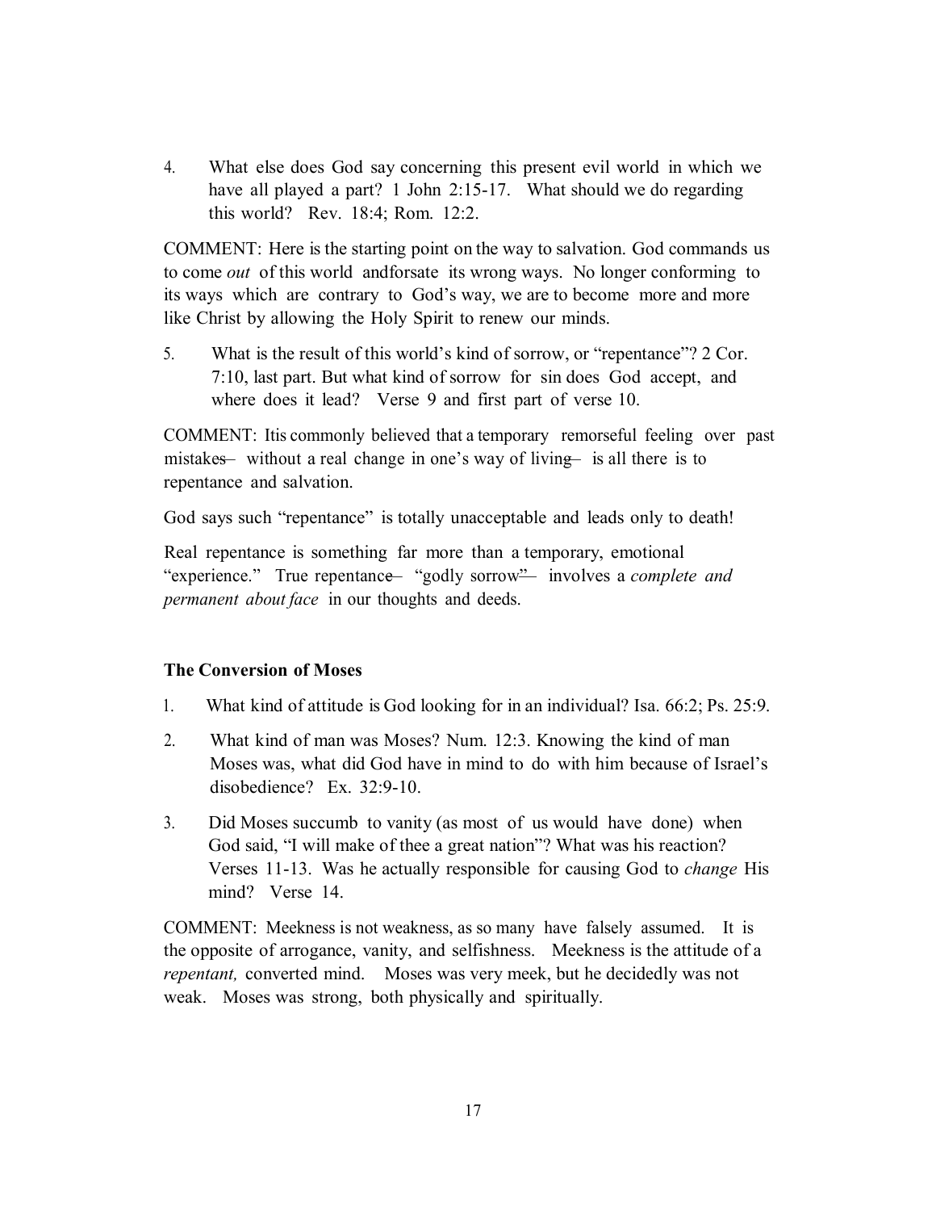4. What else does God say concerning this present evil world in which we have all played a part? 1 John 2:15-17. What should we do regarding this world? Rev. 18:4; Rom. 12:2.

COMMENT: Here is the starting point on the way to salvation. God commands us to come *out* of this world andforsate its wrong ways. No longer conforming to its ways which are contrary to God's way, we are to become more and more like Christ by allowing the Holy Spirit to renew our minds.

5. What is the result of this world's kind of sorrow, or "repentance"? 2 Cor. 7:10, last part. But what kind of sorrow for sin does God accept, and where does it lead? Verse 9 and first part of verse 10.

COMMENT: Itis commonly believed that a temporary remorseful feeling over past mistakes— without a real change in one's way of living— is all there is to repentance and salvation.

God says such "repentance" is totally unacceptable and leads only to death!

Real repentance is something far more than a temporary, emotional "experience." True repentance— "godly sorrow"— involves a *complete and permanent about face* in our thoughts and deeds.

**The Conversion of Moses**

1. What kind of attitude is God looking for in an individual? Isa. 66:2; Ps. 25:9.

2. What kind of man was Moses? Num. 12:3. Knowing the kind of man Moses was, what did God have in mind to do with him because of Israel's disobedience? Ex. 32:9-10.

3. Did Moses succumb to vanity (as most of us would have done) when God said, "I will make of thee a great nation"? What was his reaction? Verses 11-13. Was he actually responsible for causing God to *change* His mind? Verse 14.

COMMENT: Meekness is not weakness, as so many have falsely assumed. It is the opposite of arrogance, vanity, and selfishness. Meekness is the attitude of a *repentant,* converted mind. Moses was very meek, but he decidedly was not weak. Moses was strong, both physically and spiritually.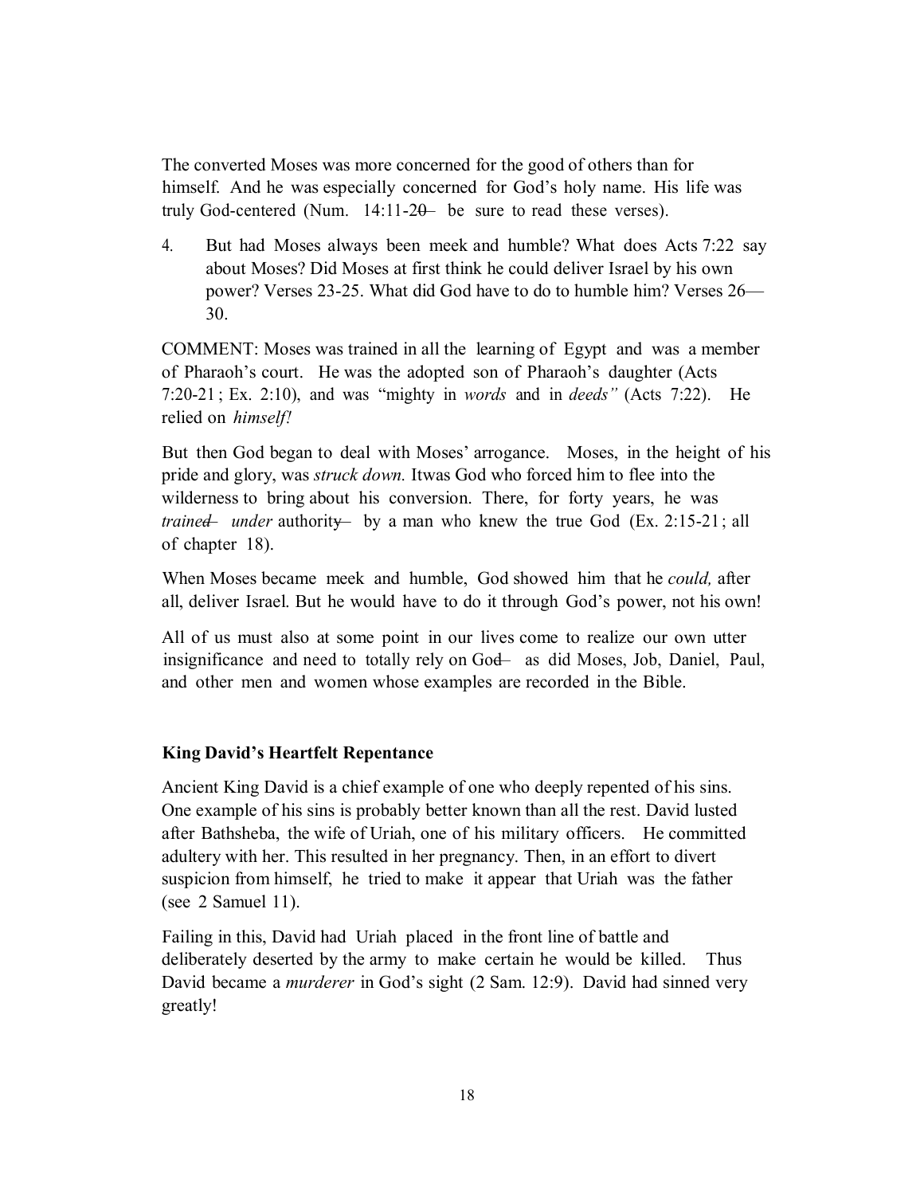The converted Moses was more concerned for the good of others than for himself. And he was especially concerned for God's holy name. His life was truly God-centered (Num. 14:11-20— be sure to read these verses).

4. But had Moses always been meek and humble? What does Acts 7:22 say about Moses? Did Moses at first think he could deliver Israel by his own power? Verses 23-25. What did God have to do to humble him? Verses 26—30.

COMMENT: Moses was trained in all the learning of Egypt and was a member of Pharaoh's court. He was the adopted son of Pharaoh's daughter (Acts 7:20-21; Ex. 2:10), and was "mighty in *words* and in *deeds"* (Acts 7:22). He relied on *himself!*

But then God began to deal with Moses' arrogance. Moses, in the height of his pride and glory, was *struck down.* Itwas God who forced him to flee into the wilderness to bring about his conversion. There, for forty years, he was *trained— under* authority— by a man who knew the true God (Ex. 2:15-21; all of chapter 18).

When Moses became meek and humble, God showed him that he *could,* after all, deliver Israel. But he would have to do it through God's power, not his own!

All of us must also at some point in our lives come to realize our own utter insignificance and need to totally rely on God— as did Moses, Job, Daniel, Paul, and other men and women whose examples are recorded in the Bible.

### King David's Heartfelt Repentance

Ancient King David is a chief example of one who deeply repented of his sins. One example of his sins is probably better known than all the rest. David lusted after Bathsheba, the wife of Uriah, one of his military officers. He committed adultery with her. This resulted in her pregnancy. Then, in an effort to divert suspicion from himself, he tried to make it appear that Uriah was the father (see 2 Samuel 11).

Failing in this, David had Uriah placed in the front line of battle and deliberately deserted by the army to make certain he would be killed. Thus David became a *murderer* in God's sight (2 Sam. 12:9). David had sinned very greatly!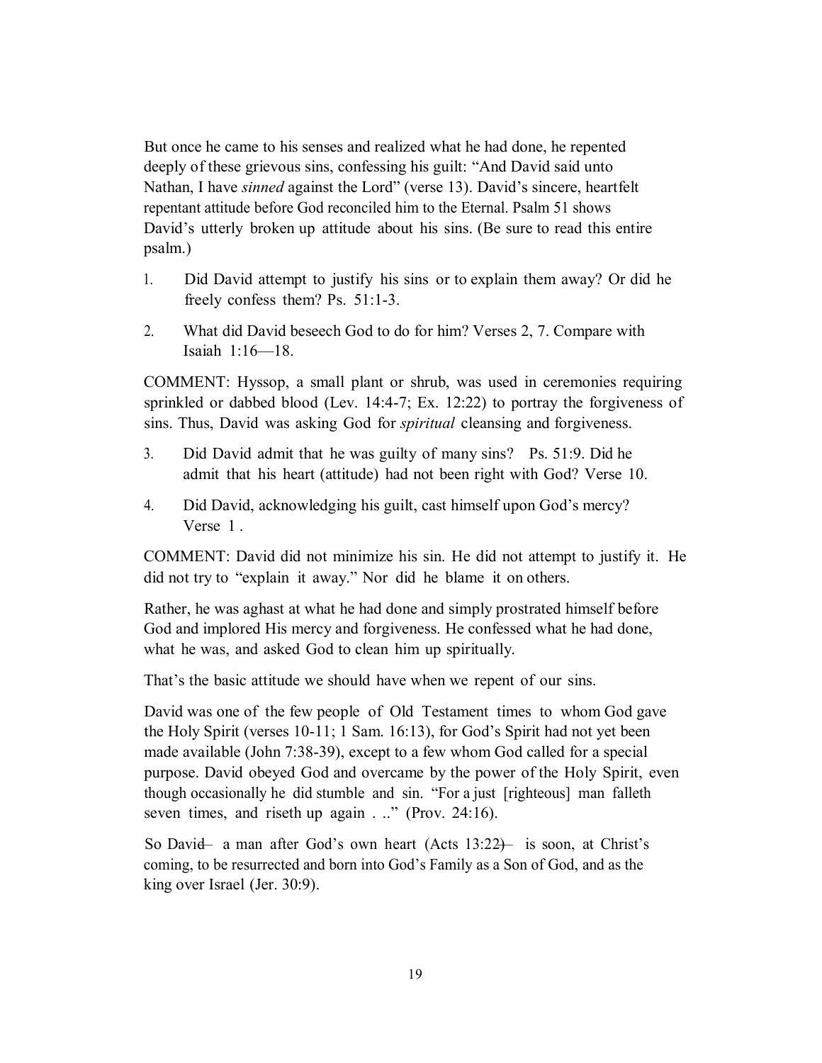But once he came to his senses and realized what he had done, he repented deeply of these grievous sins, confessing his guilt: "And David said unto Nathan, I have *sinned* against the Lord" (verse 13). David's sincere, heartfelt repentant attitude before God reconciled him to the Eternal. Psalm 51 shows David's utterly broken up attitude about his sins. (Be sure to read this entire psalm.)

1. Did David attempt to justify his sins or to explain them away? Or did he freely confess them? Ps. 51:1-3.

2. What did David beseech God to do for him? Verses 2, 7. Compare with Isaiah 1:16—18.

COMMENT: Hyssop, a small plant or shrub, was used in ceremonies requiring sprinkled or dabbed blood (Lev. 14:4-7; Ex. 12:22) to portray the forgiveness of sins. Thus, David was asking God for *spiritual* cleansing and forgiveness.

3. Did David admit that he was guilty of many sins? Ps. 51:9. Did he admit that his heart (attitude) had not been right with God? Verse 10.

4. Did David, acknowledging his guilt, cast himself upon God's mercy? Verse 1 .

COMMENT: David did not minimize his sin. He did not attempt to justify it. He did not try to "explain it away." Nor did he blame it on others.

Rather, he was aghast at what he had done and simply prostrated himself before God and implored His mercy and forgiveness. He confessed what he had done, what he was, and asked God to clean him up spiritually.

That's the basic attitude we should have when we repent of our sins.

David was one of the few people of Old Testament times to whom God gave the Holy Spirit (verses 10-11; 1 Sam. 16:13), for God's Spirit had not yet been made available (John 7:38-39), except to a few whom God called for a special purpose. David obeyed God and overcame by the power of the Holy Spirit, even though occasionally he did stumble and sin. "For a just [righteous] man falleth seven times, and riseth up again . .." (Prov. 24:16).

So David– a man after God's own heart (Acts 13:22)– is soon, at Christ's coming, to be resurrected and born into God's Family as a Son of God, and as the king over Israel (Jer. 30:9).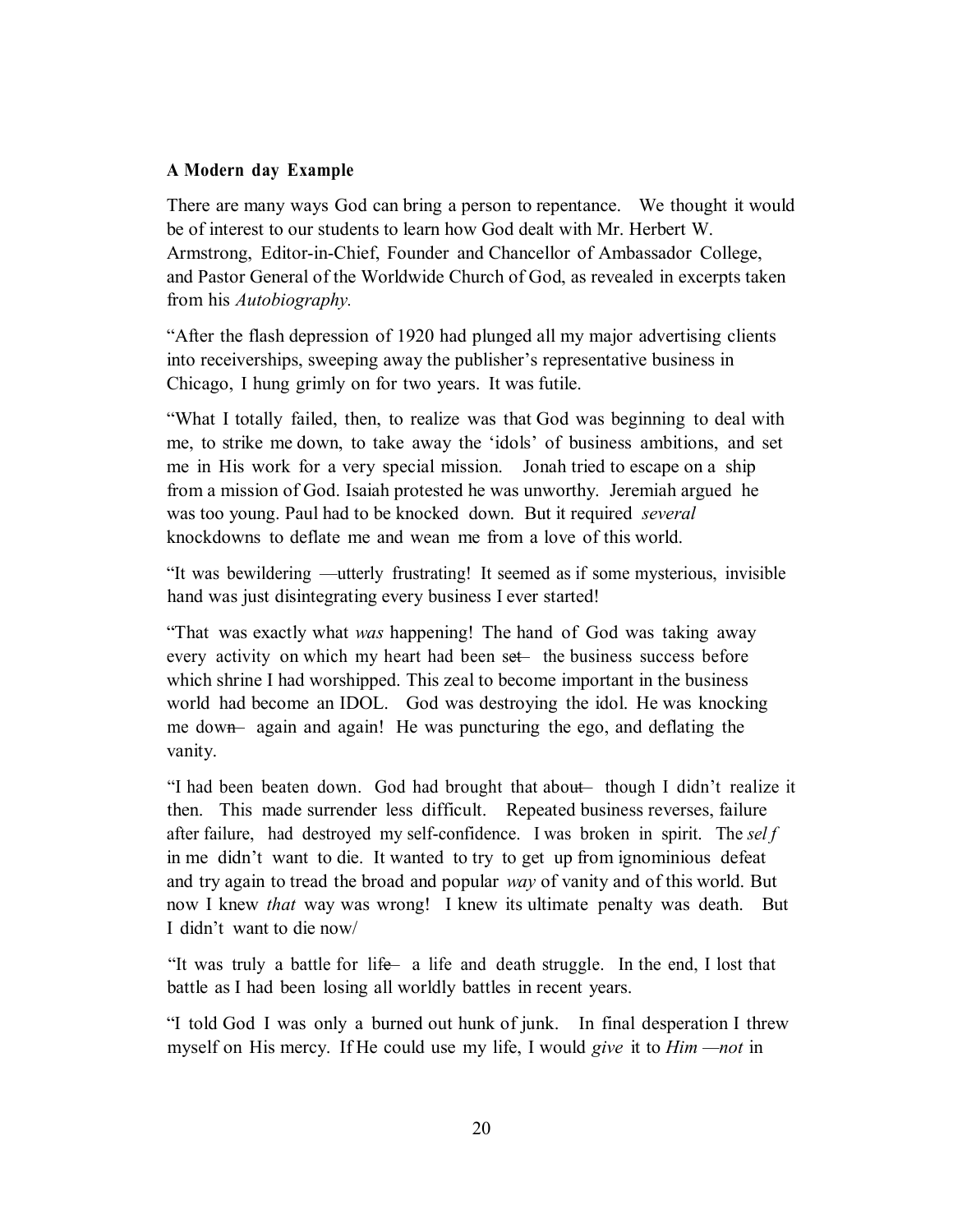**A Modern day Example**

There are many ways God can bring a person to repentance. We thought it would be of interest to our students to learn how God dealt with Mr. Herbert W. Armstrong, Editor-in-Chief, Founder and Chancellor of Ambassador College, and Pastor General of the Worldwide Church of God, as revealed in excerpts taken from his *Autobiography.*

"After the flash depression of 1920 had plunged all my major advertising clients into receiverships, sweeping away the publisher's representative business in Chicago, I hung grimly on for two years. It was futile.

"What I totally failed, then, to realize was that God was beginning to deal with me, to strike me down, to take away the 'idols' of business ambitions, and set me in His work for a very special mission. Jonah tried to escape on a ship from a mission of God. Isaiah protested he was unworthy. Jeremiah argued he was too young. Paul had to be knocked down. But it required *several* knockdowns to deflate me and wean me from a love of this world.

"It was bewildering —utterly frustrating! It seemed as if some mysterious, invisible hand was just disintegrating every business I ever started!

"That was exactly what *was* happening! The hand of God was taking away every activity on which my heart had been set— the business success before which shrine I had worshipped. This zeal to become important in the business world had become an IDOL. God was destroying the idol. He was knocking me down— again and again! He was puncturing the ego, and deflating the vanity.

"I had been beaten down. God had brought that about— though I didn't realize it then. This made surrender less difficult. Repeated business reverses, failure after failure, had destroyed my self-confidence. I was broken in spirit. The *self* in me didn't want to die. It wanted to try to get up from ignominious defeat and try again to tread the broad and popular *way* of vanity and of this world. But now I knew *that* way was wrong! I knew its ultimate penalty was death. But I didn't want to die now/

"It was truly a battle for life— a life and death struggle. In the end, I lost that battle as I had been losing all worldly battles in recent years.

"I told God I was only a burned out hunk of junk. In final desperation I threw myself on His mercy. If He could use my life, I would *give* it to *Him* —*not* in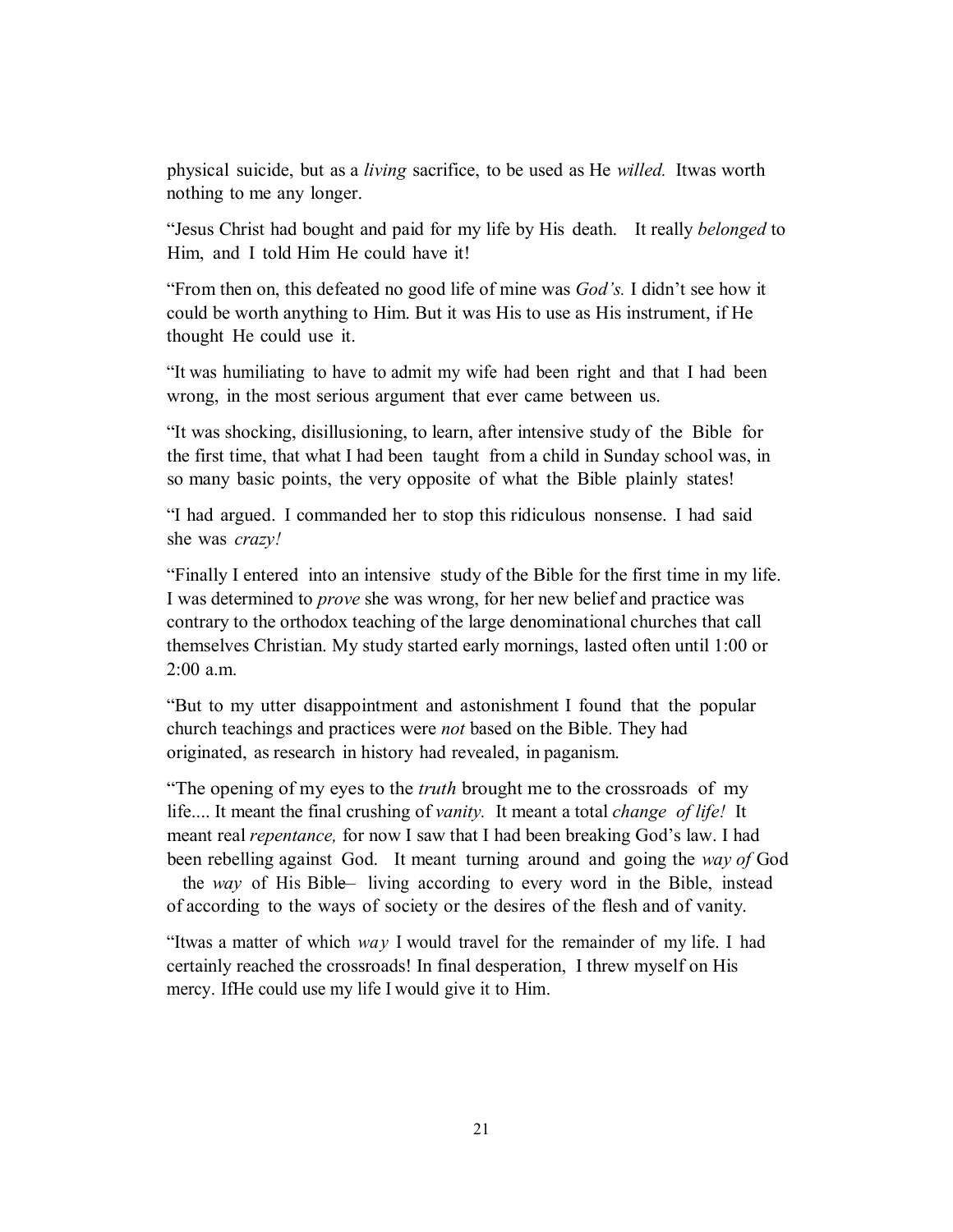physical suicide, but as a *living* sacrifice, to be used as He *willed.* Itwas worth nothing to me any longer.

"Jesus Christ had bought and paid for my life by His death. It really *belonged* to Him, and I told Him He could have it!

"From then on, this defeated no good life of mine was *God's.* I didn't see how it could be worth anything to Him. But it was His to use as His instrument, if He thought He could use it.

"It was humiliating to have to admit my wife had been right and that I had been wrong, in the most serious argument that ever came between us.

"It was shocking, disillusioning, to learn, after intensive study of the Bible for the first time, that what I had been taught from a child in Sunday school was, in so many basic points, the very opposite of what the Bible plainly states!

"I had argued. I commanded her to stop this ridiculous nonsense. I had said she was *crazy!*

"Finally I entered into an intensive study of the Bible for the first time in my life. I was determined to *prove* she was wrong, for her new belief and practice was contrary to the orthodox teaching of the large denominational churches that call themselves Christian. My study started early mornings, lasted often until 1:00 or 2:00 a.m.

"But to my utter disappointment and astonishment I found that the popular church teachings and practices were *not* based on the Bible. They had originated, as research in history had revealed, in paganism.

"The opening of my eyes to the *truth* brought me to the crossroads of my life.... It meant the final crushing of *vanity.* It meant a total *change of life!* It meant real *repentance,* for now I saw that I had been breaking God's law. I had been rebelling against God. It meant turning around and going the *way of* God the *way* of His Bible– living according to every word in the Bible, instead of according to the ways of society or the desires of the flesh and of vanity.

"Itwas a matter of which *way* I would travel for the remainder of my life. I had certainly reached the crossroads! In final desperation, I threw myself on His mercy. IfHe could use my life I would give it to Him.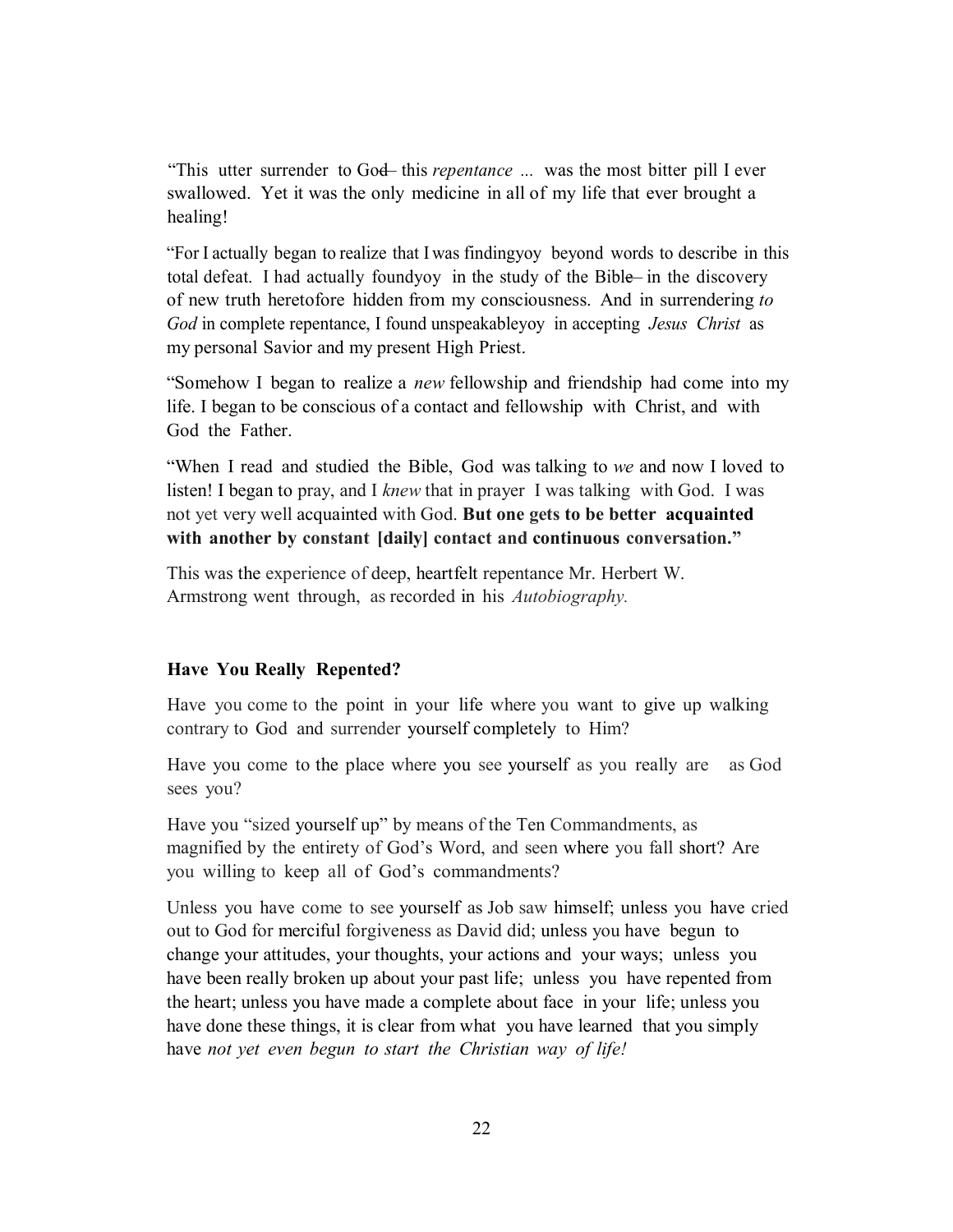"This utter surrender to God– this *repentance* ... was the most bitter pill I ever swallowed. Yet it was the only medicine in all of my life that ever brought a healing!

"For I actually began to realize that I was findingyoy beyond words to describe in this total defeat. I had actually foundyoy in the study of the Bible– in the discovery of new truth heretofore hidden from my consciousness. And in surrendering *to God* in complete repentance, I found unspeakableyoy in accepting *Jesus Christ* as my personal Savior and my present High Priest.

"Somehow I began to realize a *new* fellowship and friendship had come into my life. I began to be conscious of a contact and fellowship with Christ, and with God the Father.

"When I read and studied the Bible, God was talking to *we* and now I loved to listen! I began to pray, and I *knew* that in prayer I was talking with God. I was not yet very well acquainted with God. **But one gets to be better acquainted with another by constant [daily] contact and continuous conversation."**

This was the experience of deep, heartfelt repentance Mr. Herbert W. Armstrong went through, as recorded in his *Autobiography.*

### Have You Really Repented?

Have you come to the point in your life where you want to give up walking contrary to God and surrender yourself completely to Him?

Have you come to the place where you see yourself as you really are as God sees you?

Have you "sized yourself up" by means of the Ten Commandments, as magnified by the entirety of God's Word, and seen where you fall short? Are you willing to keep all of God's commandments?

Unless you have come to see yourself as Job saw himself; unless you have cried out to God for merciful forgiveness as David did; unless you have begun to change your attitudes, your thoughts, your actions and your ways; unless you have been really broken up about your past life; unless you have repented from the heart; unless you have made a complete about face in your life; unless you have done these things, it is clear from what you have learned that you simply have *not yet even begun to start the Christian way of life!*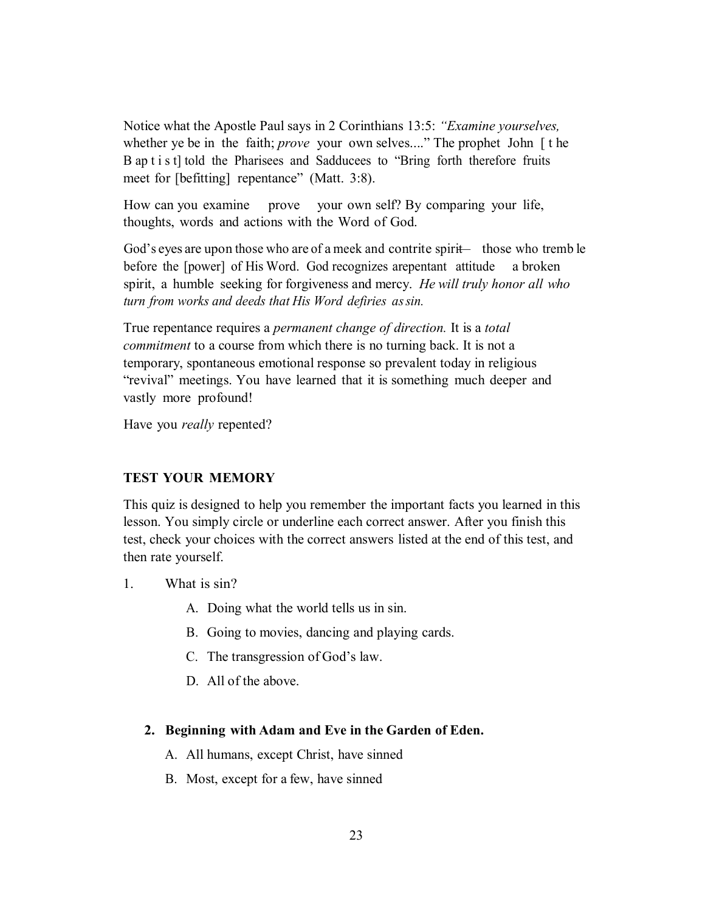Notice what the Apostle Paul says in 2 Corinthians 13:5: *"Examine yourselves,* whether ye be in the faith; *prove* your own selves...." The prophet John [the Baptist] told the Pharisees and Sadducees to "Bring forth therefore fruits meet for [befitting] repentance" (Matt. 3:8).

How can you examine prove your own self? By comparing your life, thoughts, words and actions with the Word of God.

God's eyes are upon those who are of a meek and contrite spirit— those who tremble before the [power] of His Word. God recognizes a repentant attitude a broken spirit, a humble seeking for forgiveness and mercy. *He will truly honor all who turn from works and deeds that His Word defiries as sin.*

True repentance requires a *permanent change of direction.* It is a *total commitment* to a course from which there is no turning back. It is not a temporary, spontaneous emotional response so prevalent today in religious "revival" meetings. You have learned that it is something much deeper and vastly more profound!

Have you *really* repented?

**TEST YOUR MEMORY**

This quiz is designed to help you remember the important facts you learned in this lesson. You simply circle or underline each correct answer. After you finish this test, check your choices with the correct answers listed at the end of this test, and then rate yourself.

1. What is sin?

   A. Doing what the world tells us in sin.

   B. Going to movies, dancing and playing cards.

   C. The transgression of God's law.

   D. All of the above.

2. **Beginning with Adam and Eve in the Garden of Eden.**

   A. All humans, except Christ, have sinned

   B. Most, except for a few, have sinned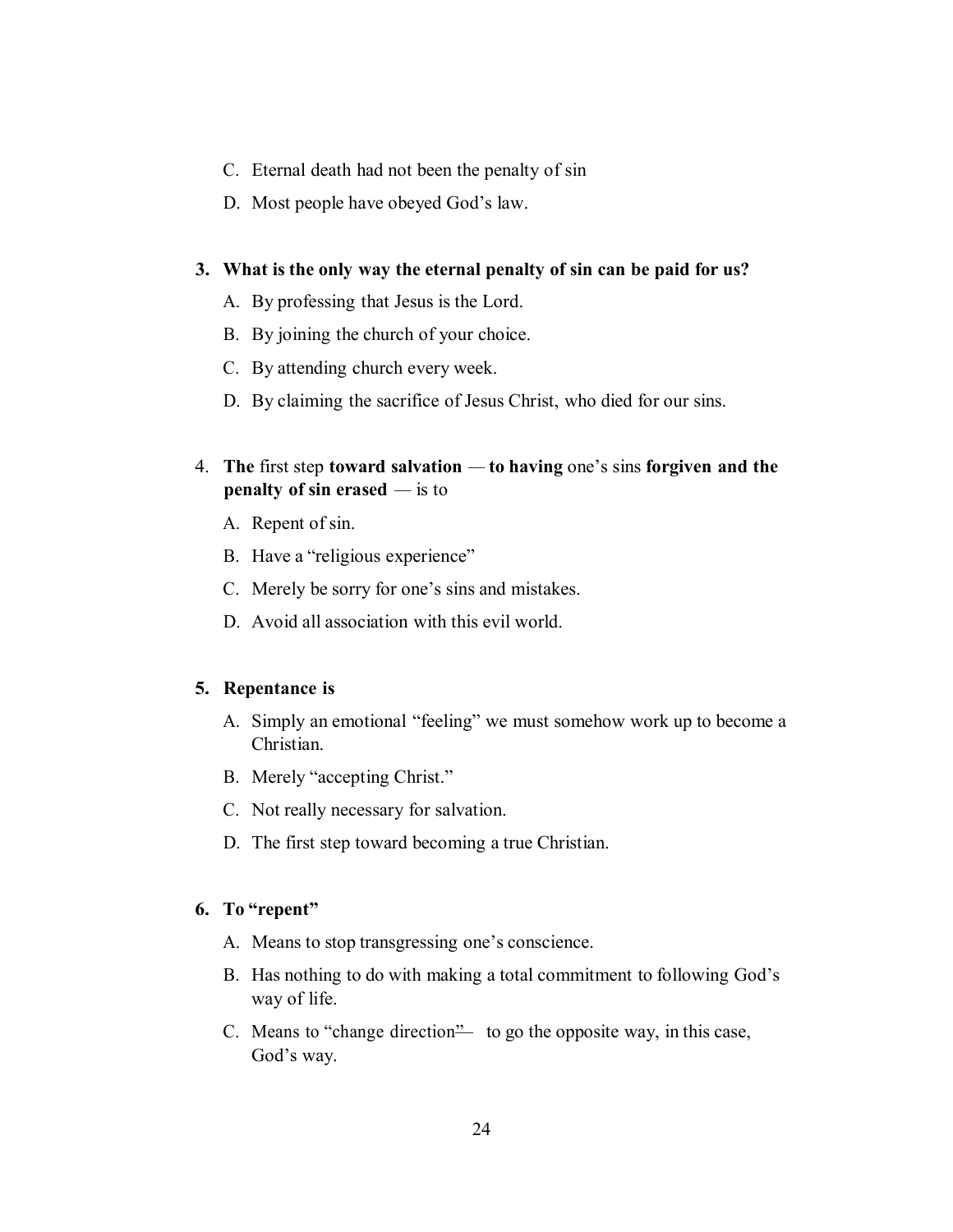C. Eternal death had not been the penalty of sin

D. Most people have obeyed God's law.

**3. What is the only way the eternal penalty of sin can be paid for us?**

A. By professing that Jesus is the Lord.

B. By joining the church of your choice.

C. By attending church every week.

D. By claiming the sacrifice of Jesus Christ, who died for our sins.

4. **The** first step **toward salvation** — **to having** one's sins **forgiven and the penalty of sin erased** — is to

A. Repent of sin.

B. Have a "religious experience"

C. Merely be sorry for one's sins and mistakes.

D. Avoid all association with this evil world.

**5. Repentance is**

A. Simply an emotional "feeling" we must somehow work up to become a Christian.

B. Merely "accepting Christ."

C. Not really necessary for salvation.

D. The first step toward becoming a true Christian.

**6. To "repent"**

A. Means to stop transgressing one's conscience.

B. Has nothing to do with making a total commitment to following God's way of life.

C. Means to "change direction"— to go the opposite way, in this case, God's way.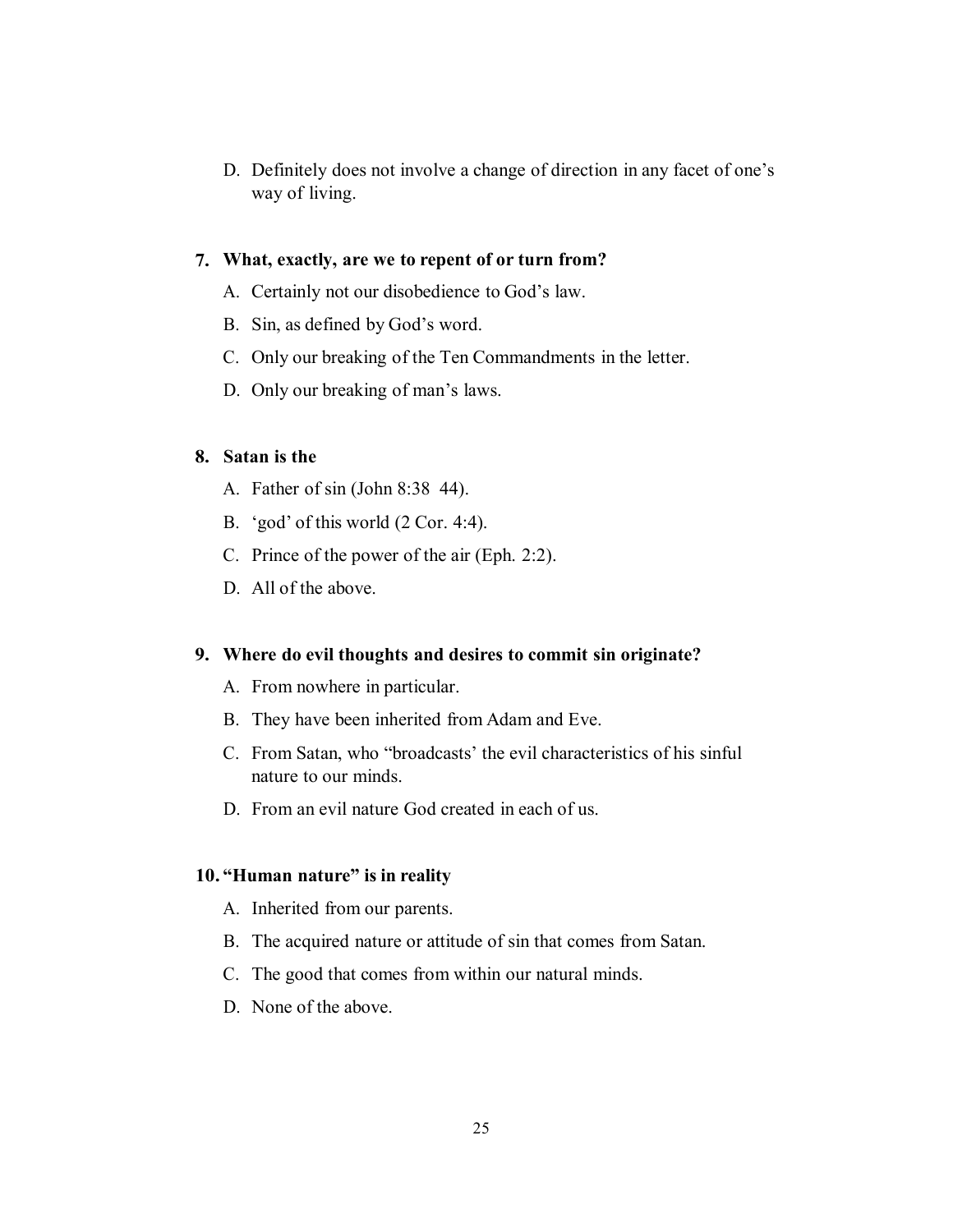D. Definitely does not involve a change of direction in any facet of one's way of living.

**7. What, exactly, are we to repent of or turn from?**

A. Certainly not our disobedience to God's law.

B. Sin, as defined by God's word.

C. Only our breaking of the Ten Commandments in the letter.

D. Only our breaking of man's laws.

**8. Satan is the**

A. Father of sin (John 8:38 44).

B. 'god' of this world (2 Cor. 4:4).

C. Prince of the power of the air (Eph. 2:2).

D. All of the above.

**9. Where do evil thoughts and desires to commit sin originate?**

A. From nowhere in particular.

B. They have been inherited from Adam and Eve.

C. From Satan, who "broadcasts' the evil characteristics of his sinful nature to our minds.

D. From an evil nature God created in each of us.

**10. "Human nature" is in reality**

A. Inherited from our parents.

B. The acquired nature or attitude of sin that comes from Satan.

C. The good that comes from within our natural minds.

D. None of the above.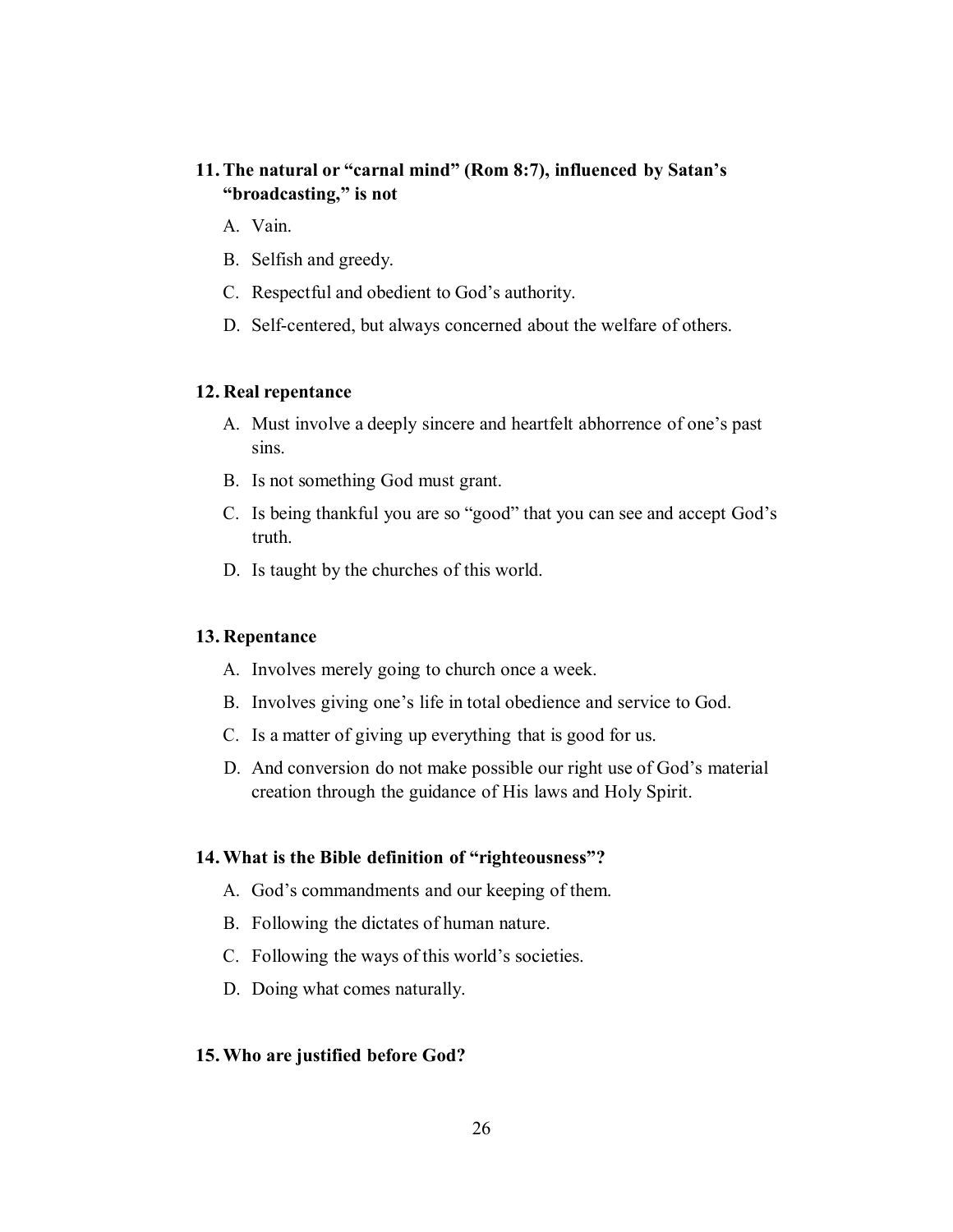**11. The natural or "carnal mind" (Rom 8:7), influenced by Satan's "broadcasting," is not**

A. Vain.

B. Selfish and greedy.

C. Respectful and obedient to God's authority.

D. Self-centered, but always concerned about the welfare of others.

**12. Real repentance**

A. Must involve a deeply sincere and heartfelt abhorrence of one's past sins.

B. Is not something God must grant.

C. Is being thankful you are so "good" that you can see and accept God's truth.

D. Is taught by the churches of this world.

**13. Repentance**

A. Involves merely going to church once a week.

B. Involves giving one's life in total obedience and service to God.

C. Is a matter of giving up everything that is good for us.

D. And conversion do not make possible our right use of God's material creation through the guidance of His laws and Holy Spirit.

**14. What is the Bible definition of "righteousness"?**

A. God's commandments and our keeping of them.

B. Following the dictates of human nature.

C. Following the ways of this world's societies.

D. Doing what comes naturally.

**15. Who are justified before God?**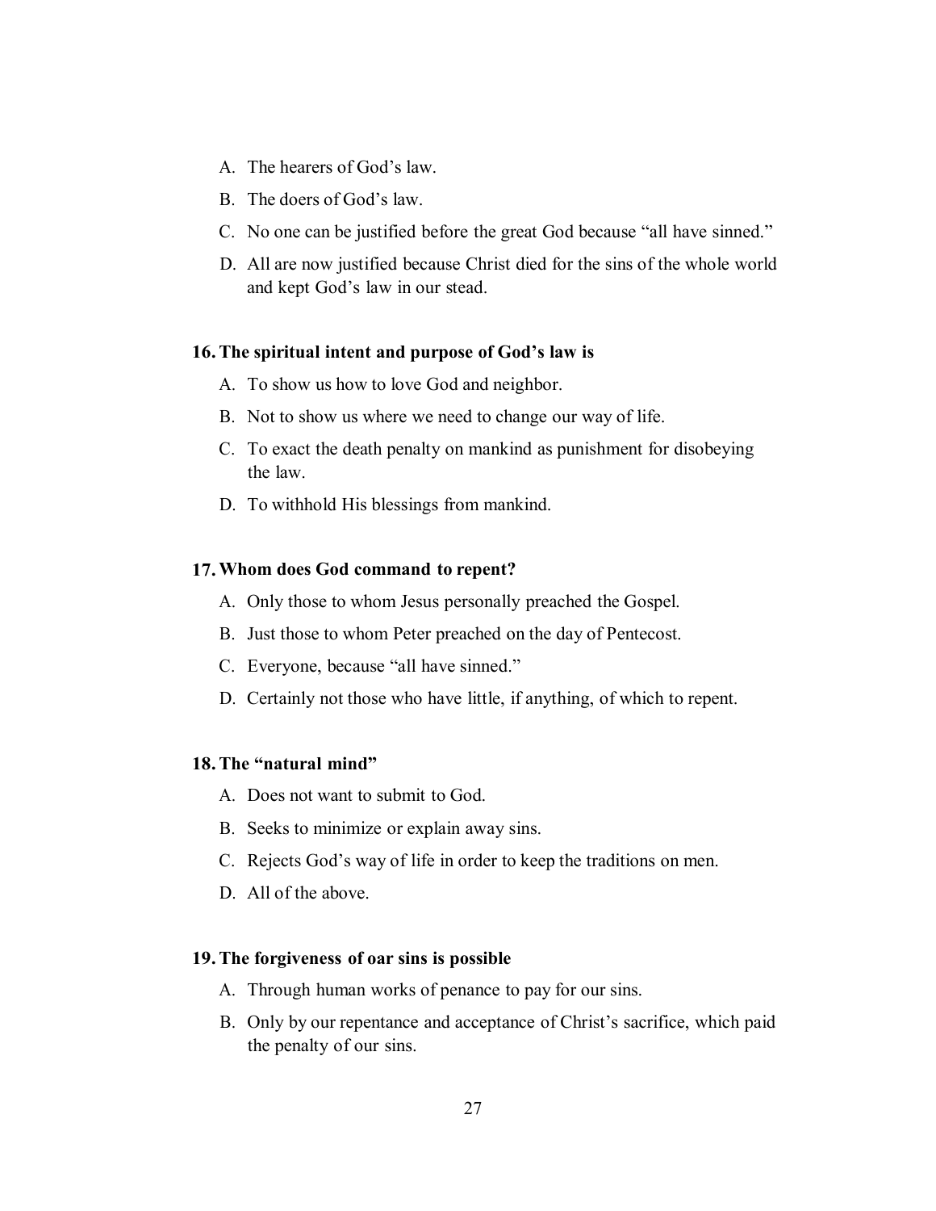A. The hearers of God's law.

B. The doers of God's law.

C. No one can be justified before the great God because "all have sinned."

D. All are now justified because Christ died for the sins of the whole world and kept God's law in our stead.

**16. The spiritual intent and purpose of God's law is**

A. To show us how to love God and neighbor.

B. Not to show us where we need to change our way of life.

C. To exact the death penalty on mankind as punishment for disobeying the law.

D. To withhold His blessings from mankind.

**17. Whom does God command to repent?**

A. Only those to whom Jesus personally preached the Gospel.

B. Just those to whom Peter preached on the day of Pentecost.

C. Everyone, because "all have sinned."

D. Certainly not those who have little, if anything, of which to repent.

**18. The "natural mind"**

A. Does not want to submit to God.

B. Seeks to minimize or explain away sins.

C. Rejects God's way of life in order to keep the traditions on men.

D. All of the above.

**19. The forgiveness of oar sins is possible**

A. Through human works of penance to pay for our sins.

B. Only by our repentance and acceptance of Christ's sacrifice, which paid the penalty of our sins.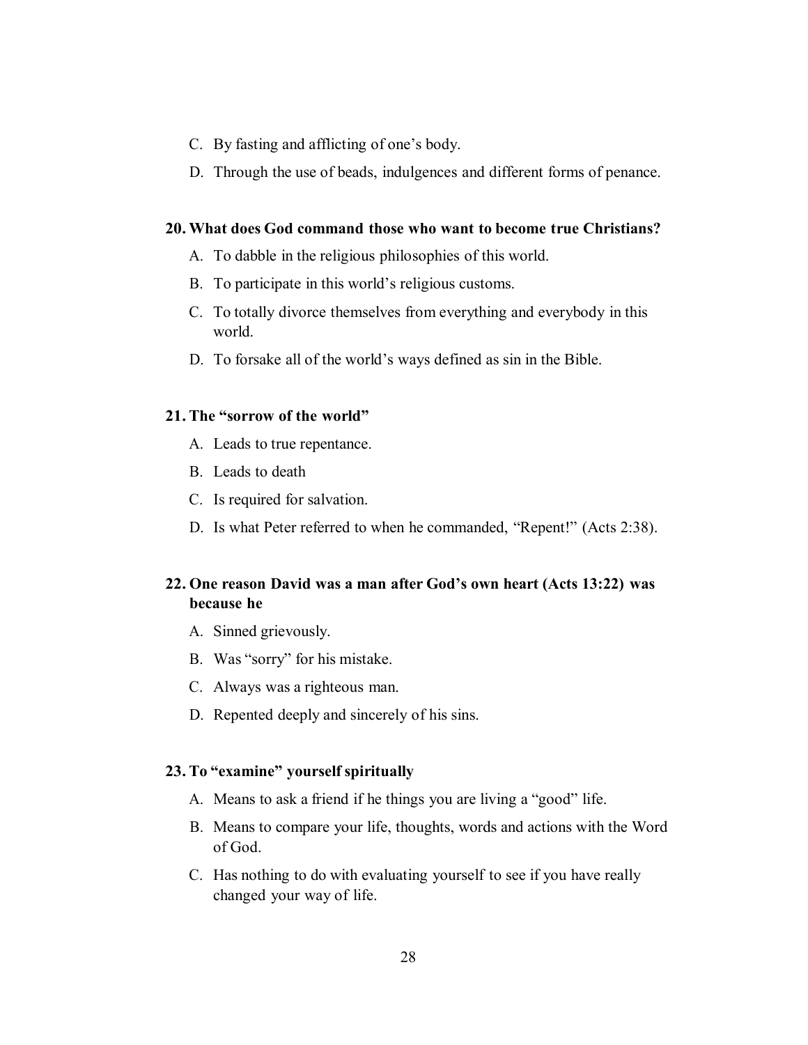C. By fasting and afflicting of one's body.

D. Through the use of beads, indulgences and different forms of penance.

**20. What does God command those who want to become true Christians?**

A. To dabble in the religious philosophies of this world.

B. To participate in this world's religious customs.

C. To totally divorce themselves from everything and everybody in this world.

D. To forsake all of the world's ways defined as sin in the Bible.

**21. The "sorrow of the world"**

A. Leads to true repentance.

B. Leads to death

C. Is required for salvation.

D. Is what Peter referred to when he commanded, "Repent!" (Acts 2:38).

**22. One reason David was a man after God's own heart (Acts 13:22) was because he**

A. Sinned grievously.

B. Was "sorry" for his mistake.

C. Always was a righteous man.

D. Repented deeply and sincerely of his sins.

**23. To "examine" yourself spiritually**

A. Means to ask a friend if he things you are living a "good" life.

B. Means to compare your life, thoughts, words and actions with the Word of God.

C. Has nothing to do with evaluating yourself to see if you have really changed your way of life.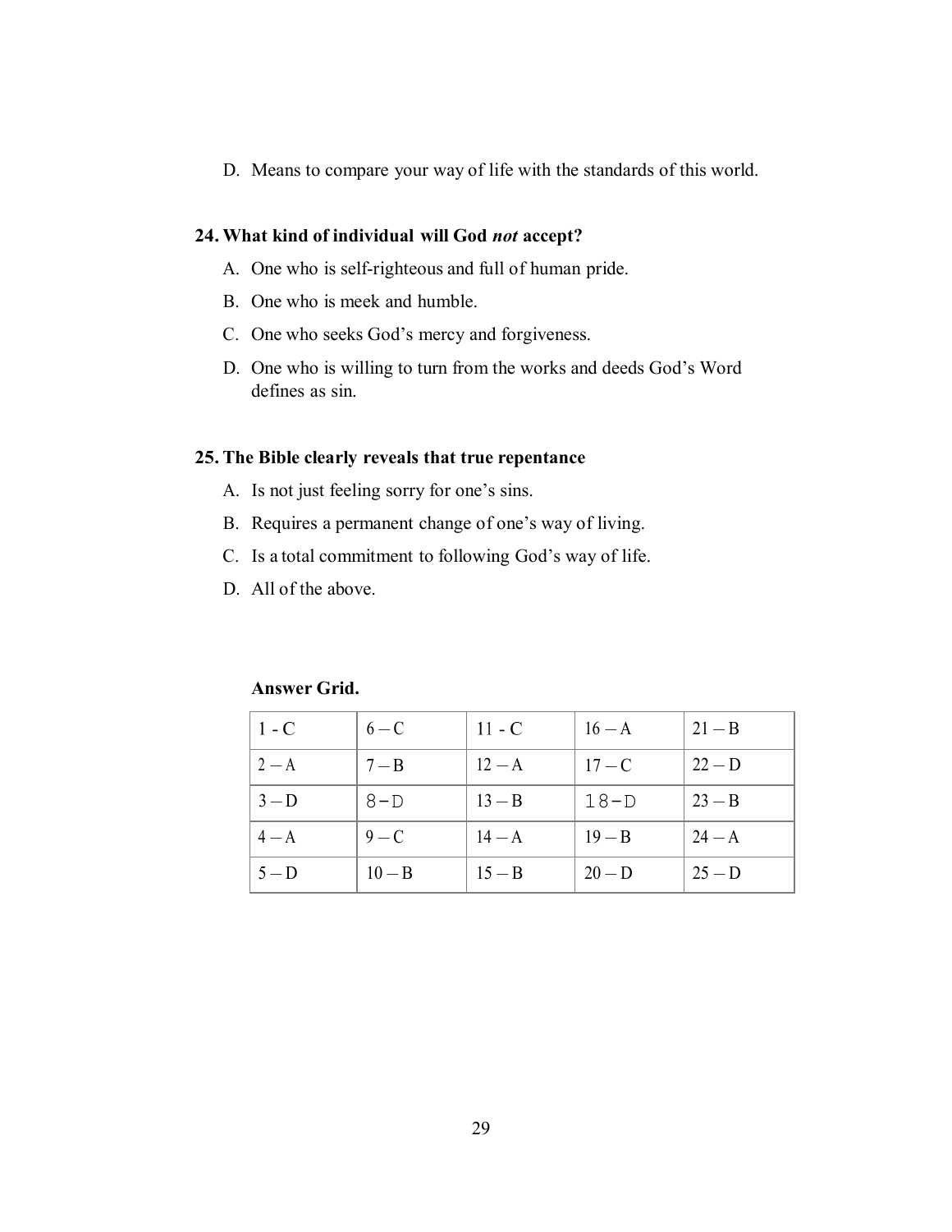D. Means to compare your way of life with the standards of this world.

**24. What kind of individual will God *not* accept?**

A. One who is self-righteous and full of human pride.

B. One who is meek and humble.

C. One who seeks God's mercy and forgiveness.

D. One who is willing to turn from the works and deeds God's Word defines as sin.

**25. The Bible clearly reveals that true repentance**

A. Is not just feeling sorry for one's sins.

B. Requires a permanent change of one's way of living.

C. Is a total commitment to following God's way of life.

D. All of the above.

**Answer Grid.**

| | | | | |
|---|---|---|---|---|
| 1 - C | 6 – C | 11 - C | 16 – A | 21 – B |
| 2 – A | 7 – B | 12 – A | 17 – C | 22 – D |
| 3 – D | 8-D | 13 – B | 18-D | 23 – B |
| 4 – A | 9 – C | 14 – A | 19 – B | 24 – A |
| 5 – D | 10 – B | 15 – B | 20 – D | 25 – D |